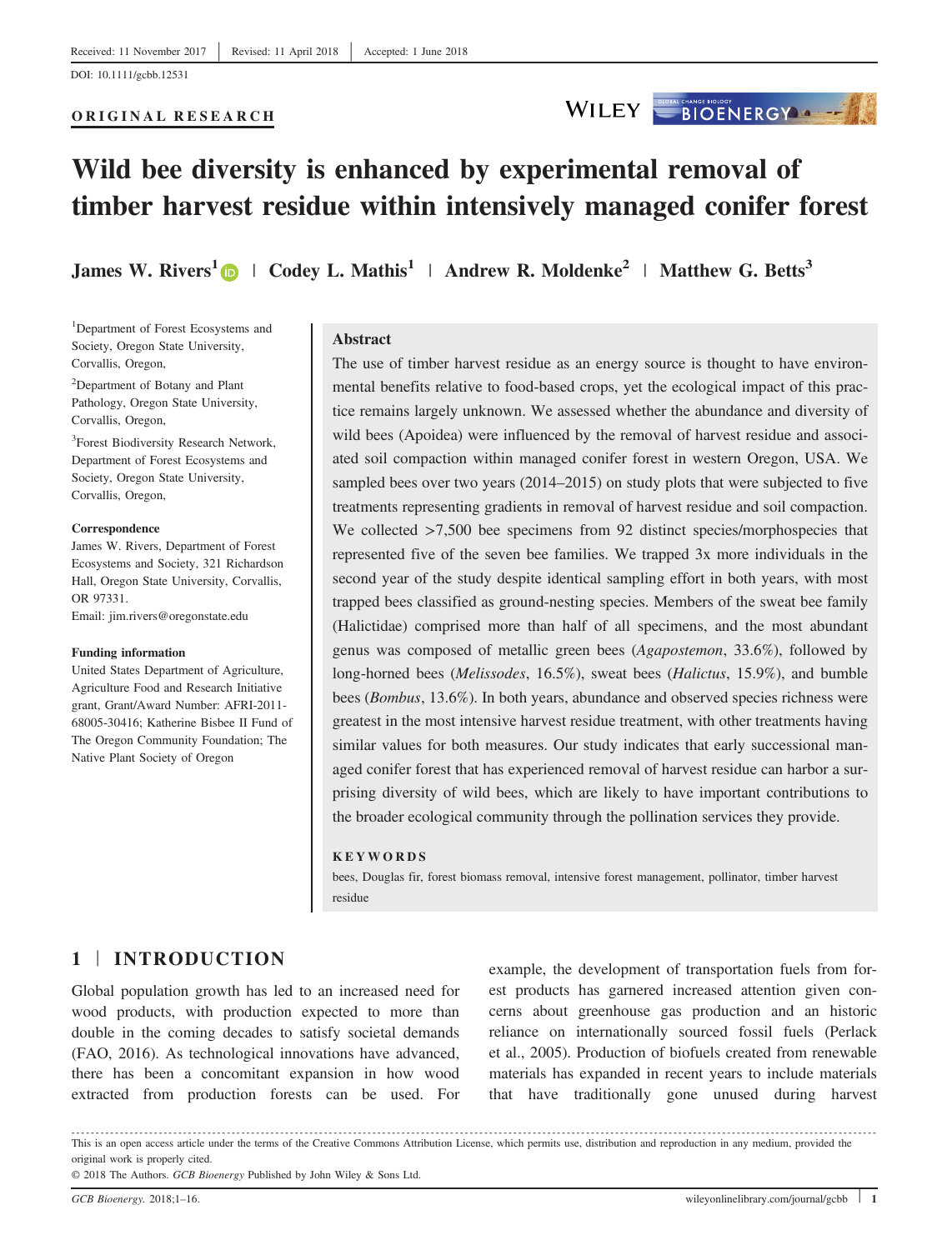Received: 11 November 2017 | Revised: 11 April 2018 | Accepted: 1 June 2018

DOI: 10.1111/gcbb.12531

ORIGINAL RESEARCH

# Wild bee diversity is enhanced by experimental removal of timber harvest residue within intensively managed conifer forest

**James W. Rivers[1]** | **Codey L. Mathis[1]** | **Andrew R. Moldenke[2]** | **Matthew G. Betts[3]**

[1]Department of Forest Ecosystems and Society, Oregon State University, Corvallis, Oregon,

[2]Department of Botany and Plant Pathology, Oregon State University, Corvallis, Oregon,

[3]Forest Biodiversity Research Network, Department of Forest Ecosystems and Society, Oregon State University, Corvallis, Oregon,

**Correspondence**
James W. Rivers, Department of Forest Ecosystems and Society, 321 Richardson Hall, Oregon State University, Corvallis, OR 97331.
Email: jim.rivers@oregonstate.edu

**Funding information**
United States Department of Agriculture, Agriculture Food and Research Initiative grant, Grant/Award Number: AFRI-2011-68005-30416; Katherine Bisbee II Fund of The Oregon Community Foundation; The Native Plant Society of Oregon

## Abstract

The use of timber harvest residue as an energy source is thought to have environmental benefits relative to food-based crops, yet the ecological impact of this practice remains largely unknown. We assessed whether the abundance and diversity of wild bees (Apoidea) were influenced by the removal of harvest residue and associated soil compaction within managed conifer forest in western Oregon, USA. We sampled bees over two years (2014–2015) on study plots that were subjected to five treatments representing gradients in removal of harvest residue and soil compaction. We collected >7,500 bee specimens from 92 distinct species/morphospecies that represented five of the seven bee families. We trapped 3x more individuals in the second year of the study despite identical sampling effort in both years, with most trapped bees classified as ground-nesting species. Members of the sweat bee family (Halictidae) comprised more than half of all specimens, and the most abundant genus was composed of metallic green bees (*Agapostemon*, 33.6%), followed by long-horned bees (*Melissodes*, 16.5%), sweat bees (*Halictus*, 15.9%), and bumble bees (*Bombus*, 13.6%). In both years, abundance and observed species richness were greatest in the most intensive harvest residue treatment, with other treatments having similar values for both measures. Our study indicates that early successional managed conifer forest that has experienced removal of harvest residue can harbor a surprising diversity of wild bees, which are likely to have important contributions to the broader ecological community through the pollination services they provide.

**KEYWORDS**

bees, Douglas fir, forest biomass removal, intensive forest management, pollinator, timber harvest residue

## 1 | INTRODUCTION

Global population growth has led to an increased need for wood products, with production expected to more than double in the coming decades to satisfy societal demands (FAO, 2016). As technological innovations have advanced, there has been a concomitant expansion in how wood extracted from production forests can be used. For example, the development of transportation fuels from forest products has garnered increased attention given concerns about greenhouse gas production and an historic reliance on internationally sourced fossil fuels (Perlack et al., 2005). Production of biofuels created from renewable materials has expanded in recent years to include materials that have traditionally gone unused during harvest

This is an open access article under the terms of the Creative Commons Attribution License, which permits use, distribution and reproduction in any medium, provided the original work is properly cited.

© 2018 The Authors. *GCB Bioenergy* Published by John Wiley & Sons Ltd.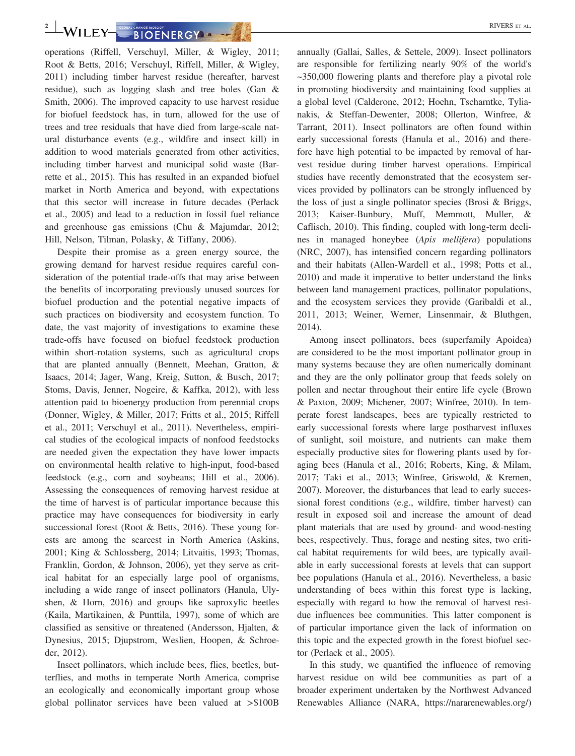operations (Riffell, Verschuyl, Miller, & Wigley, 2011; Root & Betts, 2016; Verschuyl, Riffell, Miller, & Wigley, 2011) including timber harvest residue (hereafter, harvest residue), such as logging slash and tree boles (Gan & Smith, 2006). The improved capacity to use harvest residue for biofuel feedstock has, in turn, allowed for the use of trees and tree residuals that have died from large-scale natural disturbance events (e.g., wildfire and insect kill) in addition to wood materials generated from other activities, including timber harvest and municipal solid waste (Barrette et al., 2015). This has resulted in an expanded biofuel market in North America and beyond, with expectations that this sector will increase in future decades (Perlack et al., 2005) and lead to a reduction in fossil fuel reliance and greenhouse gas emissions (Chu & Majumdar, 2012; Hill, Nelson, Tilman, Polasky, & Tiffany, 2006).

Despite their promise as a green energy source, the growing demand for harvest residue requires careful consideration of the potential trade-offs that may arise between the benefits of incorporating previously unused sources for biofuel production and the potential negative impacts of such practices on biodiversity and ecosystem function. To date, the vast majority of investigations to examine these trade-offs have focused on biofuel feedstock production within short-rotation systems, such as agricultural crops that are planted annually (Bennett, Meehan, Gratton, & Isaacs, 2014; Jager, Wang, Kreig, Sutton, & Busch, 2017; Stoms, Davis, Jenner, Nogeire, & Kaffka, 2012), with less attention paid to bioenergy production from perennial crops (Donner, Wigley, & Miller, 2017; Fritts et al., 2015; Riffell et al., 2011; Verschuyl et al., 2011). Nevertheless, empirical studies of the ecological impacts of nonfood feedstocks are needed given the expectation they have lower impacts on environmental health relative to high-input, food-based feedstock (e.g., corn and soybeans; Hill et al., 2006). Assessing the consequences of removing harvest residue at the time of harvest is of particular importance because this practice may have consequences for biodiversity in early successional forest (Root & Betts, 2016). These young forests are among the scarcest in North America (Askins, 2001; King & Schlossberg, 2014; Litvaitis, 1993; Thomas, Franklin, Gordon, & Johnson, 2006), yet they serve as critical habitat for an especially large pool of organisms, including a wide range of insect pollinators (Hanula, Ulyshen, & Horn, 2016) and groups like saproxylic beetles (Kaila, Martikainen, & Punttila, 1997), some of which are classified as sensitive or threatened (Andersson, Hjalten, & Dynesius, 2015; Djupstrom, Weslien, Hoopen, & Schroeder, 2012).

Insect pollinators, which include bees, flies, beetles, butterflies, and moths in temperate North America, comprise an ecologically and economically important group whose global pollinator services have been valued at >$100B annually (Gallai, Salles, & Settele, 2009). Insect pollinators are responsible for fertilizing nearly 90% of the world's ~350,000 flowering plants and therefore play a pivotal role in promoting biodiversity and maintaining food supplies at a global level (Calderone, 2012; Hoehn, Tscharntke, Tylianakis, & Steffan-Dewenter, 2008; Ollerton, Winfree, & Tarrant, 2011). Insect pollinators are often found within early successional forests (Hanula et al., 2016) and therefore have high potential to be impacted by removal of harvest residue during timber harvest operations. Empirical studies have recently demonstrated that the ecosystem services provided by pollinators can be strongly influenced by the loss of just a single pollinator species (Brosi & Briggs, 2013; Kaiser-Bunbury, Muff, Memmott, Muller, & Caflisch, 2010). This finding, coupled with long-term declines in managed honeybee (*Apis mellifera*) populations (NRC, 2007), has intensified concern regarding pollinators and their habitats (Allen-Wardell et al., 1998; Potts et al., 2010) and made it imperative to better understand the links between land management practices, pollinator populations, and the ecosystem services they provide (Garibaldi et al., 2011, 2013; Weiner, Werner, Linsenmair, & Bluthgen, 2014).

Among insect pollinators, bees (superfamily Apoidea) are considered to be the most important pollinator group in many systems because they are often numerically dominant and they are the only pollinator group that feeds solely on pollen and nectar throughout their entire life cycle (Brown & Paxton, 2009; Michener, 2007; Winfree, 2010). In temperate forest landscapes, bees are typically restricted to early successional forests where large postharvest influxes of sunlight, soil moisture, and nutrients can make them especially productive sites for flowering plants used by foraging bees (Hanula et al., 2016; Roberts, King, & Milam, 2017; Taki et al., 2013; Winfree, Griswold, & Kremen, 2007). Moreover, the disturbances that lead to early successional forest conditions (e.g., wildfire, timber harvest) can result in exposed soil and increase the amount of dead plant materials that are used by ground- and wood-nesting bees, respectively. Thus, forage and nesting sites, two critical habitat requirements for wild bees, are typically available in early successional forests at levels that can support bee populations (Hanula et al., 2016). Nevertheless, a basic understanding of bees within this forest type is lacking, especially with regard to how the removal of harvest residue influences bee communities. This latter component is of particular importance given the lack of information on this topic and the expected growth in the forest biofuel sector (Perlack et al., 2005).

In this study, we quantified the influence of removing harvest residue on wild bee communities as part of a broader experiment undertaken by the Northwest Advanced Renewables Alliance (NARA, https://nararenewables.org/)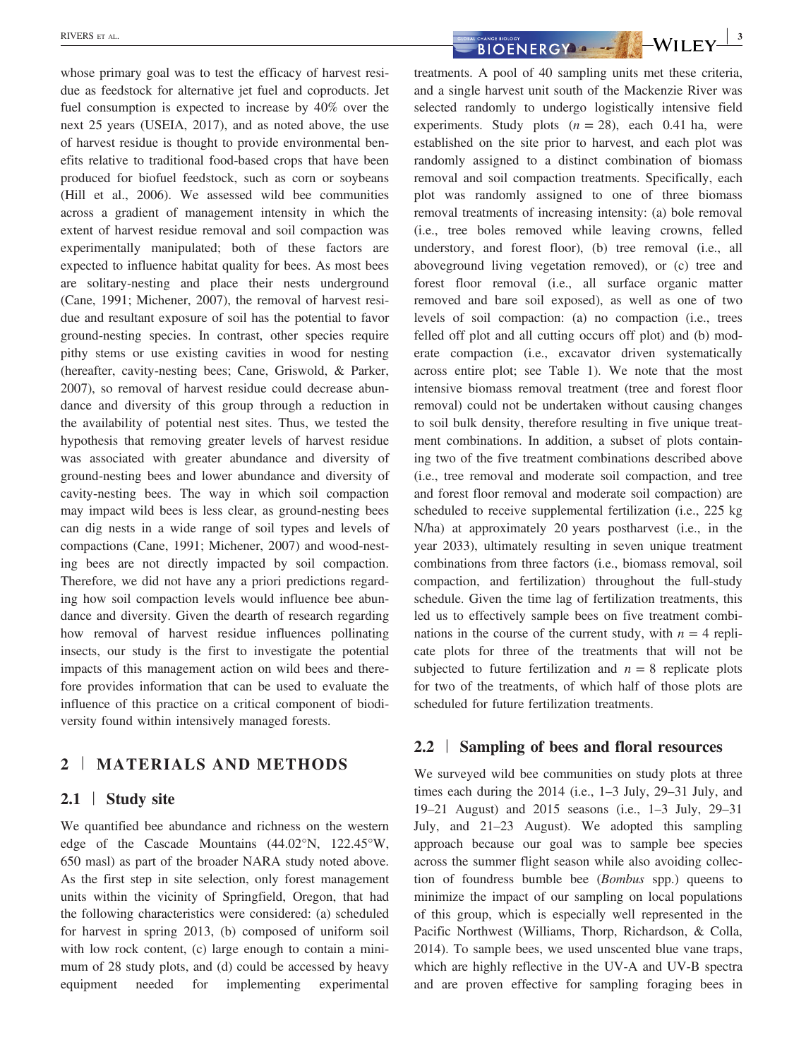whose primary goal was to test the efficacy of harvest residue as feedstock for alternative jet fuel and coproducts. Jet fuel consumption is expected to increase by 40% over the next 25 years (USEIA, 2017), and as noted above, the use of harvest residue is thought to provide environmental benefits relative to traditional food-based crops that have been produced for biofuel feedstock, such as corn or soybeans (Hill et al., 2006). We assessed wild bee communities across a gradient of management intensity in which the extent of harvest residue removal and soil compaction was experimentally manipulated; both of these factors are expected to influence habitat quality for bees. As most bees are solitary-nesting and place their nests underground (Cane, 1991; Michener, 2007), the removal of harvest residue and resultant exposure of soil has the potential to favor ground-nesting species. In contrast, other species require pithy stems or use existing cavities in wood for nesting (hereafter, cavity-nesting bees; Cane, Griswold, & Parker, 2007), so removal of harvest residue could decrease abundance and diversity of this group through a reduction in the availability of potential nest sites. Thus, we tested the hypothesis that removing greater levels of harvest residue was associated with greater abundance and diversity of ground-nesting bees and lower abundance and diversity of cavity-nesting bees. The way in which soil compaction may impact wild bees is less clear, as ground-nesting bees can dig nests in a wide range of soil types and levels of compactions (Cane, 1991; Michener, 2007) and wood-nesting bees are not directly impacted by soil compaction. Therefore, we did not have any a priori predictions regarding how soil compaction levels would influence bee abundance and diversity. Given the dearth of research regarding how removal of harvest residue influences pollinating insects, our study is the first to investigate the potential impacts of this management action on wild bees and therefore provides information that can be used to evaluate the influence of this practice on a critical component of biodiversity found within intensively managed forests.

## 2 | MATERIALS AND METHODS

### 2.1 | Study site

We quantified bee abundance and richness on the western edge of the Cascade Mountains (44.02°N, 122.45°W, 650 masl) as part of the broader NARA study noted above. As the first step in site selection, only forest management units within the vicinity of Springfield, Oregon, that had the following characteristics were considered: (a) scheduled for harvest in spring 2013, (b) composed of uniform soil with low rock content, (c) large enough to contain a minimum of 28 study plots, and (d) could be accessed by heavy equipment needed for implementing experimental treatments. A pool of 40 sampling units met these criteria, and a single harvest unit south of the Mackenzie River was selected randomly to undergo logistically intensive field experiments. Study plots ($n = 28$), each 0.41 ha, were established on the site prior to harvest, and each plot was randomly assigned to a distinct combination of biomass removal and soil compaction treatments. Specifically, each plot was randomly assigned to one of three biomass removal treatments of increasing intensity: (a) bole removal (i.e., tree boles removed while leaving crowns, felled understory, and forest floor), (b) tree removal (i.e., all aboveground living vegetation removed), or (c) tree and forest floor removal (i.e., all surface organic matter removed and bare soil exposed), as well as one of two levels of soil compaction: (a) no compaction (i.e., trees felled off plot and all cutting occurs off plot) and (b) moderate compaction (i.e., excavator driven systematically across entire plot; see Table 1). We note that the most intensive biomass removal treatment (tree and forest floor removal) could not be undertaken without causing changes to soil bulk density, therefore resulting in five unique treatment combinations. In addition, a subset of plots containing two of the five treatment combinations described above (i.e., tree removal and moderate soil compaction, and tree and forest floor removal and moderate soil compaction) are scheduled to receive supplemental fertilization (i.e., 225 kg N/ha) at approximately 20 years postharvest (i.e., in the year 2033), ultimately resulting in seven unique treatment combinations from three factors (i.e., biomass removal, soil compaction, and fertilization) throughout the full-study schedule. Given the time lag of fertilization treatments, this led us to effectively sample bees on five treatment combinations in the course of the current study, with $n = 4$ replicate plots for three of the treatments that will not be subjected to future fertilization and $n = 8$ replicate plots for two of the treatments, of which half of those plots are scheduled for future fertilization treatments.

### 2.2 | Sampling of bees and floral resources

We surveyed wild bee communities on study plots at three times each during the 2014 (i.e., 1–3 July, 29–31 July, and 19–21 August) and 2015 seasons (i.e., 1–3 July, 29–31 July, and 21–23 August). We adopted this sampling approach because our goal was to sample bee species across the summer flight season while also avoiding collection of foundress bumble bee (*Bombus* spp.) queens to minimize the impact of our sampling on local populations of this group, which is especially well represented in the Pacific Northwest (Williams, Thorp, Richardson, & Colla, 2014). To sample bees, we used unscented blue vane traps, which are highly reflective in the UV-A and UV-B spectra and are proven effective for sampling foraging bees in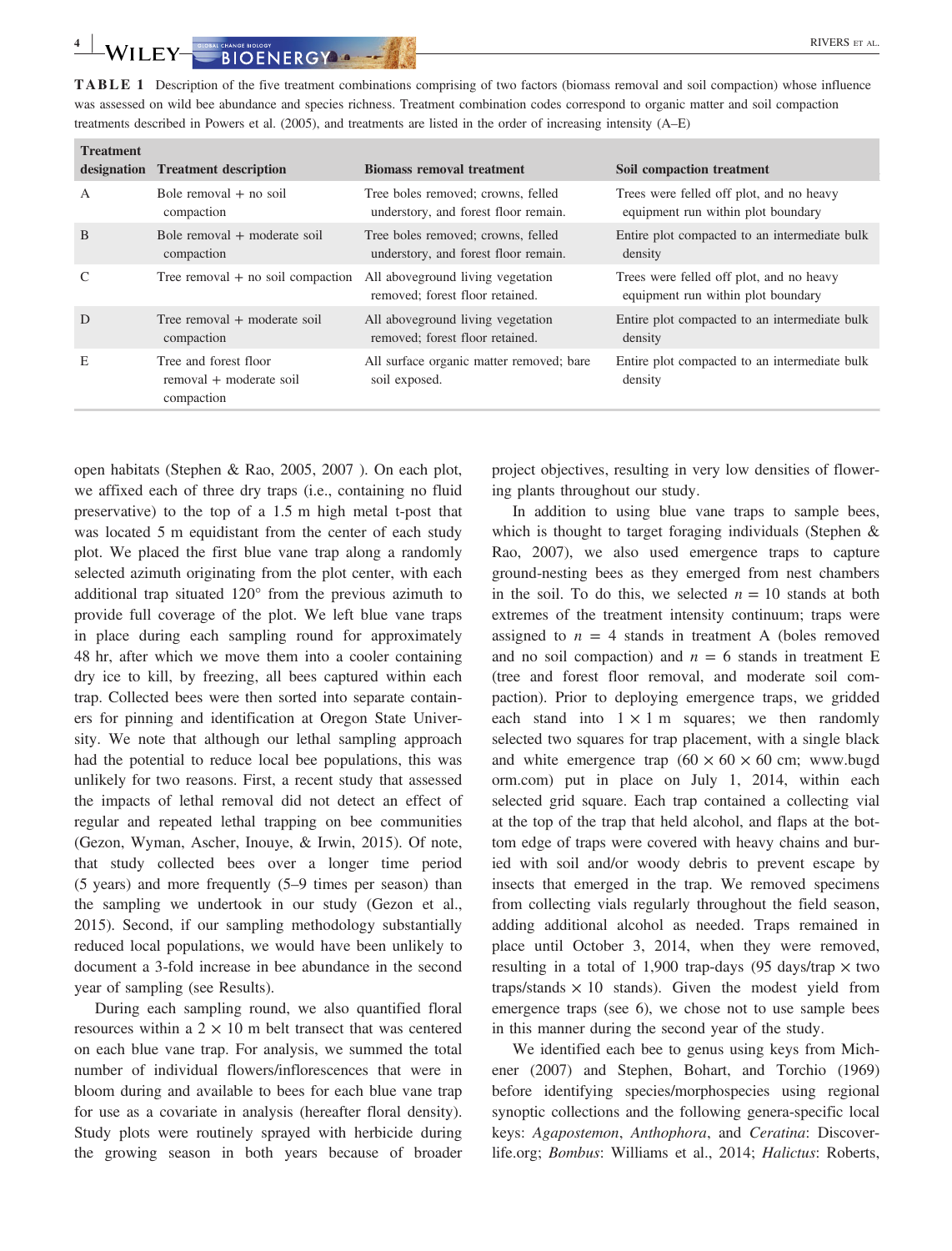**TABLE 1** Description of the five treatment combinations comprising of two factors (biomass removal and soil compaction) whose influence was assessed on wild bee abundance and species richness. Treatment combination codes correspond to organic matter and soil compaction treatments described in Powers et al. (2005), and treatments are listed in the order of increasing intensity (A–E)

| Treatment designation | Treatment description | Biomass removal treatment | Soil compaction treatment |
|---|---|---|---|
| A | Bole removal + no soil compaction | Tree boles removed; crowns, felled understory, and forest floor remain. | Trees were felled off plot, and no heavy equipment run within plot boundary |
| B | Bole removal + moderate soil compaction | Tree boles removed; crowns, felled understory, and forest floor remain. | Entire plot compacted to an intermediate bulk density |
| C | Tree removal + no soil compaction | All aboveground living vegetation removed; forest floor retained. | Trees were felled off plot, and no heavy equipment run within plot boundary |
| D | Tree removal + moderate soil compaction | All aboveground living vegetation removed; forest floor retained. | Entire plot compacted to an intermediate bulk density |
| E | Tree and forest floor removal + moderate soil compaction | All surface organic matter removed; bare soil exposed. | Entire plot compacted to an intermediate bulk density |

open habitats (Stephen & Rao, 2005, 2007 ). On each plot, we affixed each of three dry traps (i.e., containing no fluid preservative) to the top of a 1.5 m high metal t-post that was located 5 m equidistant from the center of each study plot. We placed the first blue vane trap along a randomly selected azimuth originating from the plot center, with each additional trap situated 120° from the previous azimuth to provide full coverage of the plot. We left blue vane traps in place during each sampling round for approximately 48 hr, after which we move them into a cooler containing dry ice to kill, by freezing, all bees captured within each trap. Collected bees were then sorted into separate containers for pinning and identification at Oregon State University. We note that although our lethal sampling approach had the potential to reduce local bee populations, this was unlikely for two reasons. First, a recent study that assessed the impacts of lethal removal did not detect an effect of regular and repeated lethal trapping on bee communities (Gezon, Wyman, Ascher, Inouye, & Irwin, 2015). Of note, that study collected bees over a longer time period (5 years) and more frequently (5–9 times per season) than the sampling we undertook in our study (Gezon et al., 2015). Second, if our sampling methodology substantially reduced local populations, we would have been unlikely to document a 3-fold increase in bee abundance in the second year of sampling (see Results).

During each sampling round, we also quantified floral resources within a 2 × 10 m belt transect that was centered on each blue vane trap. For analysis, we summed the total number of individual flowers/inflorescences that were in bloom during and available to bees for each blue vane trap for use as a covariate in analysis (hereafter floral density). Study plots were routinely sprayed with herbicide during the growing season in both years because of broader project objectives, resulting in very low densities of flowering plants throughout our study.

In addition to using blue vane traps to sample bees, which is thought to target foraging individuals (Stephen & Rao, 2007), we also used emergence traps to capture ground-nesting bees as they emerged from nest chambers in the soil. To do this, we selected $n = 10$ stands at both extremes of the treatment intensity continuum; traps were assigned to $n = 4$ stands in treatment A (boles removed and no soil compaction) and $n = 6$ stands in treatment E (tree and forest floor removal, and moderate soil compaction). Prior to deploying emergence traps, we gridded each stand into 1 × 1 m squares; we then randomly selected two squares for trap placement, with a single black and white emergence trap (60 × 60 × 60 cm; www.bugdorm.com) put in place on July 1, 2014, within each selected grid square. Each trap contained a collecting vial at the top of the trap that held alcohol, and flaps at the bottom edge of traps were covered with heavy chains and buried with soil and/or woody debris to prevent escape by insects that emerged in the trap. We removed specimens from collecting vials regularly throughout the field season, adding additional alcohol as needed. Traps remained in place until October 3, 2014, when they were removed, resulting in a total of 1,900 trap-days (95 days/trap × two traps/stands × 10 stands). Given the modest yield from emergence traps (see 6), we chose not to use sample bees in this manner during the second year of the study.

We identified each bee to genus using keys from Michener (2007) and Stephen, Bohart, and Torchio (1969) before identifying species/morphospecies using regional synoptic collections and the following genera-specific local keys: *Agapostemon*, *Anthophora*, and *Ceratina*: Discoverlife.org; *Bombus*: Williams et al., 2014; *Halictus*: Roberts,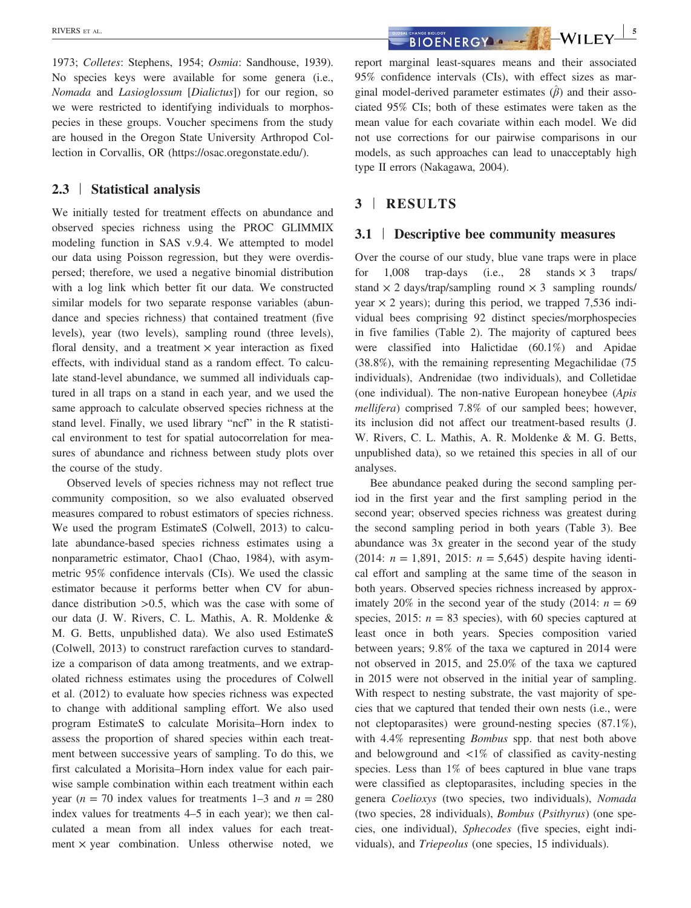1973; *Colletes*: Stephens, 1954; *Osmia*: Sandhouse, 1939). No species keys were available for some genera (i.e., *Nomada* and *Lasioglossum* [*Dialictus*]) for our region, so we were restricted to identifying individuals to morphospecies in these groups. Voucher specimens from the study are housed in the Oregon State University Arthropod Collection in Corvallis, OR (https://osac.oregonstate.edu/).

### 2.3 | Statistical analysis

We initially tested for treatment effects on abundance and observed species richness using the PROC GLIMMIX modeling function in SAS v.9.4. We attempted to model our data using Poisson regression, but they were overdispersed; therefore, we used a negative binomial distribution with a log link which better fit our data. We constructed similar models for two separate response variables (abundance and species richness) that contained treatment (five levels), year (two levels), sampling round (three levels), floral density, and a treatment × year interaction as fixed effects, with individual stand as a random effect. To calculate stand-level abundance, we summed all individuals captured in all traps on a stand in each year, and we used the same approach to calculate observed species richness at the stand level. Finally, we used library "ncf" in the R statistical environment to test for spatial autocorrelation for measures of abundance and richness between study plots over the course of the study.

Observed levels of species richness may not reflect true community composition, so we also evaluated observed measures compared to robust estimators of species richness. We used the program EstimateS (Colwell, 2013) to calculate abundance-based species richness estimates using a nonparametric estimator, Chao1 (Chao, 1984), with asymmetric 95% confidence intervals (CIs). We used the classic estimator because it performs better when CV for abundance distribution >0.5, which was the case with some of our data (J. W. Rivers, C. L. Mathis, A. R. Moldenke & M. G. Betts, unpublished data). We also used EstimateS (Colwell, 2013) to construct rarefaction curves to standardize a comparison of data among treatments, and we extrapolated richness estimates using the procedures of Colwell et al. (2012) to evaluate how species richness was expected to change with additional sampling effort. We also used program EstimateS to calculate Morisita–Horn index to assess the proportion of shared species within each treatment between successive years of sampling. To do this, we first calculated a Morisita–Horn index value for each pairwise sample combination within each treatment within each year ($n$ = 70 index values for treatments 1–3 and $n$ = 280 index values for treatments 4–5 in each year); we then calculated a mean from all index values for each treatment × year combination. Unless otherwise noted, we report marginal least-squares means and their associated 95% confidence intervals (CIs), with effect sizes as marginal model-derived parameter estimates ($\hat{\beta}$) and their associated 95% CIs; both of these estimates were taken as the mean value for each covariate within each model. We did not use corrections for our pairwise comparisons in our models, as such approaches can lead to unacceptably high type II errors (Nakagawa, 2004).

## 3 | RESULTS

### 3.1 | Descriptive bee community measures

Over the course of our study, blue vane traps were in place for 1,008 trap-days (i.e., 28 stands × 3 traps/stand × 2 days/trap/sampling round × 3 sampling rounds/year × 2 years); during this period, we trapped 7,536 individual bees comprising 92 distinct species/morphospecies in five families (Table 2). The majority of captured bees were classified into Halictidae (60.1%) and Apidae (38.8%), with the remaining representing Megachilidae (75 individuals), Andrenidae (two individuals), and Colletidae (one individual). The non-native European honeybee (*Apis mellifera*) comprised 7.8% of our sampled bees; however, its inclusion did not affect our treatment-based results (J. W. Rivers, C. L. Mathis, A. R. Moldenke & M. G. Betts, unpublished data), so we retained this species in all of our analyses.

Bee abundance peaked during the second sampling period in the first year and the first sampling period in the second year; observed species richness was greatest during the second sampling period in both years (Table 3). Bee abundance was 3x greater in the second year of the study (2014: $n$ = 1,891, 2015: $n$ = 5,645) despite having identical effort and sampling at the same time of the season in both years. Observed species richness increased by approximately 20% in the second year of the study (2014: $n$ = 69 species, 2015: $n$ = 83 species), with 60 species captured at least once in both years. Species composition varied between years; 9.8% of the taxa we captured in 2014 were not observed in 2015, and 25.0% of the taxa we captured in 2015 were not observed in the initial year of sampling. With respect to nesting substrate, the vast majority of species that we captured that tended their own nests (i.e., were not cleptoparasites) were ground-nesting species (87.1%), with 4.4% representing *Bombus* spp. that nest both above and belowground and <1% of classified as cavity-nesting species. Less than 1% of bees captured in blue vane traps were classified as cleptoparasites, including species in the genera *Coelioxys* (two species, two individuals), *Nomada* (two species, 28 individuals), *Bombus* (*Psithyrus*) (one species, one individual), *Sphecodes* (five species, eight individuals), and *Triepeolus* (one species, 15 individuals).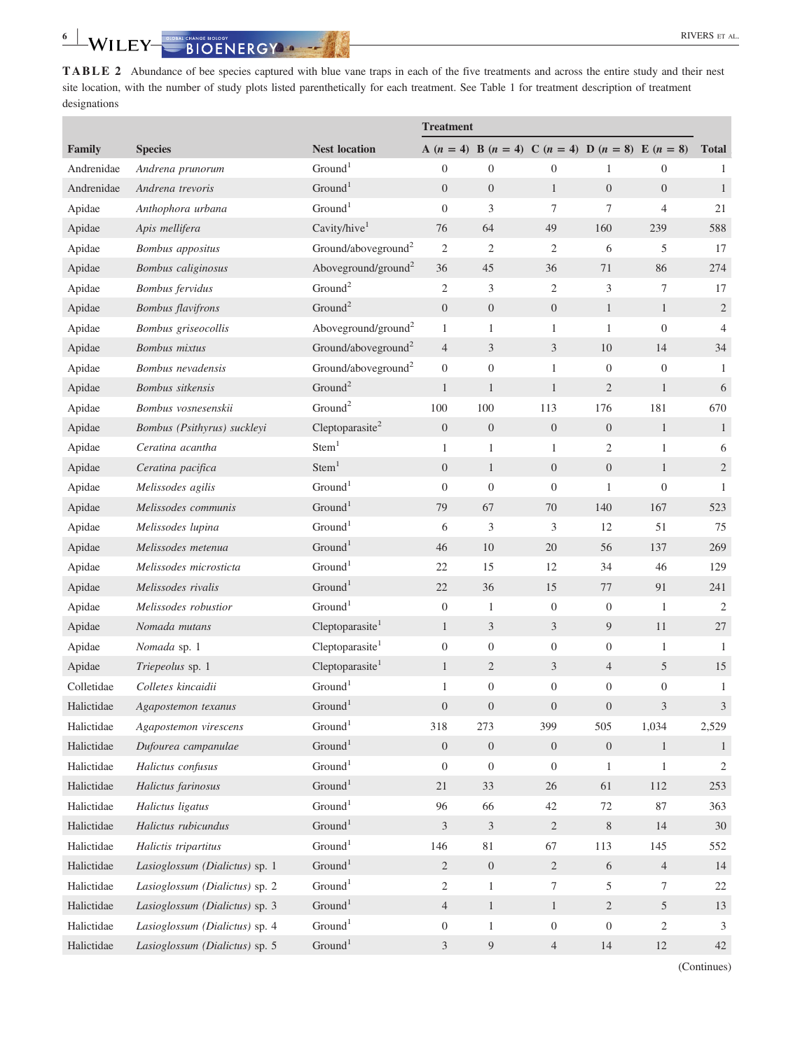**TABLE 2** Abundance of bee species captured with blue vane traps in each of the five treatments and across the entire study and their nest site location, with the number of study plots listed parenthetically for each treatment. See Table 1 for treatment description of treatment designations

| | | | Treatment | | | | | |
|---|---|---|---|---|---|---|---|---|
| Family | Species | Nest location | A ($n$ = 4) | B ($n$ = 4) | C ($n$ = 4) | D ($n$ = 8) | E ($n$ = 8) | Total |
| Andrenidae | *Andrena prunorum* | Ground[1] | 0 | 0 | 0 | 1 | 0 | 1 |
| Andrenidae | *Andrena trevoris* | Ground[1] | 0 | 0 | 1 | 0 | 0 | 1 |
| Apidae | *Anthophora urbana* | Ground[1] | 0 | 3 | 7 | 7 | 4 | 21 |
| Apidae | *Apis mellifera* | Cavity/hive[1] | 76 | 64 | 49 | 160 | 239 | 588 |
| Apidae | *Bombus appositus* | Ground/aboveground[2] | 2 | 2 | 2 | 6 | 5 | 17 |
| Apidae | *Bombus caliginosus* | Aboveground/ground[2] | 36 | 45 | 36 | 71 | 86 | 274 |
| Apidae | *Bombus fervidus* | Ground[2] | 2 | 3 | 2 | 3 | 7 | 17 |
| Apidae | *Bombus flavifrons* | Ground[2] | 0 | 0 | 0 | 1 | 1 | 2 |
| Apidae | *Bombus griseocollis* | Aboveground/ground[2] | 1 | 1 | 1 | 1 | 0 | 4 |
| Apidae | *Bombus mixtus* | Ground/aboveground[2] | 4 | 3 | 3 | 10 | 14 | 34 |
| Apidae | *Bombus nevadensis* | Ground/aboveground[2] | 0 | 0 | 1 | 0 | 0 | 1 |
| Apidae | *Bombus sitkensis* | Ground[2] | 1 | 1 | 1 | 2 | 1 | 6 |
| Apidae | *Bombus vosnesenskii* | Ground[2] | 100 | 100 | 113 | 176 | 181 | 670 |
| Apidae | *Bombus (Psithyrus) suckleyi* | Cleptoparasite[2] | 0 | 0 | 0 | 0 | 1 | 1 |
| Apidae | *Ceratina acantha* | Stem[1] | 1 | 1 | 1 | 2 | 1 | 6 |
| Apidae | *Ceratina pacifica* | Stem[1] | 0 | 1 | 0 | 0 | 1 | 2 |
| Apidae | *Melissodes agilis* | Ground[1] | 0 | 0 | 0 | 1 | 0 | 1 |
| Apidae | *Melissodes communis* | Ground[1] | 79 | 67 | 70 | 140 | 167 | 523 |
| Apidae | *Melissodes lupina* | Ground[1] | 6 | 3 | 3 | 12 | 51 | 75 |
| Apidae | *Melissodes metenua* | Ground[1] | 46 | 10 | 20 | 56 | 137 | 269 |
| Apidae | *Melissodes microsticta* | Ground[1] | 22 | 15 | 12 | 34 | 46 | 129 |
| Apidae | *Melissodes rivalis* | Ground[1] | 22 | 36 | 15 | 77 | 91 | 241 |
| Apidae | *Melissodes robustior* | Ground[1] | 0 | 1 | 0 | 0 | 1 | 2 |
| Apidae | *Nomada mutans* | Cleptoparasite[1] | 1 | 3 | 3 | 9 | 11 | 27 |
| Apidae | *Nomada* sp. 1 | Cleptoparasite[1] | 0 | 0 | 0 | 0 | 1 | 1 |
| Apidae | *Triepeolus* sp. 1 | Cleptoparasite[1] | 1 | 2 | 3 | 4 | 5 | 15 |
| Colletidae | *Colletes kincaidii* | Ground[1] | 1 | 0 | 0 | 0 | 0 | 1 |
| Halictidae | *Agapostemon texanus* | Ground[1] | 0 | 0 | 0 | 0 | 3 | 3 |
| Halictidae | *Agapostemon virescens* | Ground[1] | 318 | 273 | 399 | 505 | 1,034 | 2,529 |
| Halictidae | *Dufourea campanulae* | Ground[1] | 0 | 0 | 0 | 0 | 1 | 1 |
| Halictidae | *Halictus confusus* | Ground[1] | 0 | 0 | 0 | 1 | 1 | 2 |
| Halictidae | *Halictus farinosus* | Ground[1] | 21 | 33 | 26 | 61 | 112 | 253 |
| Halictidae | *Halictus ligatus* | Ground[1] | 96 | 66 | 42 | 72 | 87 | 363 |
| Halictidae | *Halictus rubicundus* | Ground[1] | 3 | 3 | 2 | 8 | 14 | 30 |
| Halictidae | *Halictis tripartitus* | Ground[1] | 146 | 81 | 67 | 113 | 145 | 552 |
| Halictidae | *Lasioglossum (Dialictus)* sp. 1 | Ground[1] | 2 | 0 | 2 | 6 | 4 | 14 |
| Halictidae | *Lasioglossum (Dialictus)* sp. 2 | Ground[1] | 2 | 1 | 7 | 5 | 7 | 22 |
| Halictidae | *Lasioglossum (Dialictus)* sp. 3 | Ground[1] | 4 | 1 | 1 | 2 | 5 | 13 |
| Halictidae | *Lasioglossum (Dialictus)* sp. 4 | Ground[1] | 0 | 1 | 0 | 0 | 2 | 3 |
| Halictidae | *Lasioglossum (Dialictus)* sp. 5 | Ground[1] | 3 | 9 | 4 | 14 | 12 | 42 |

(Continues)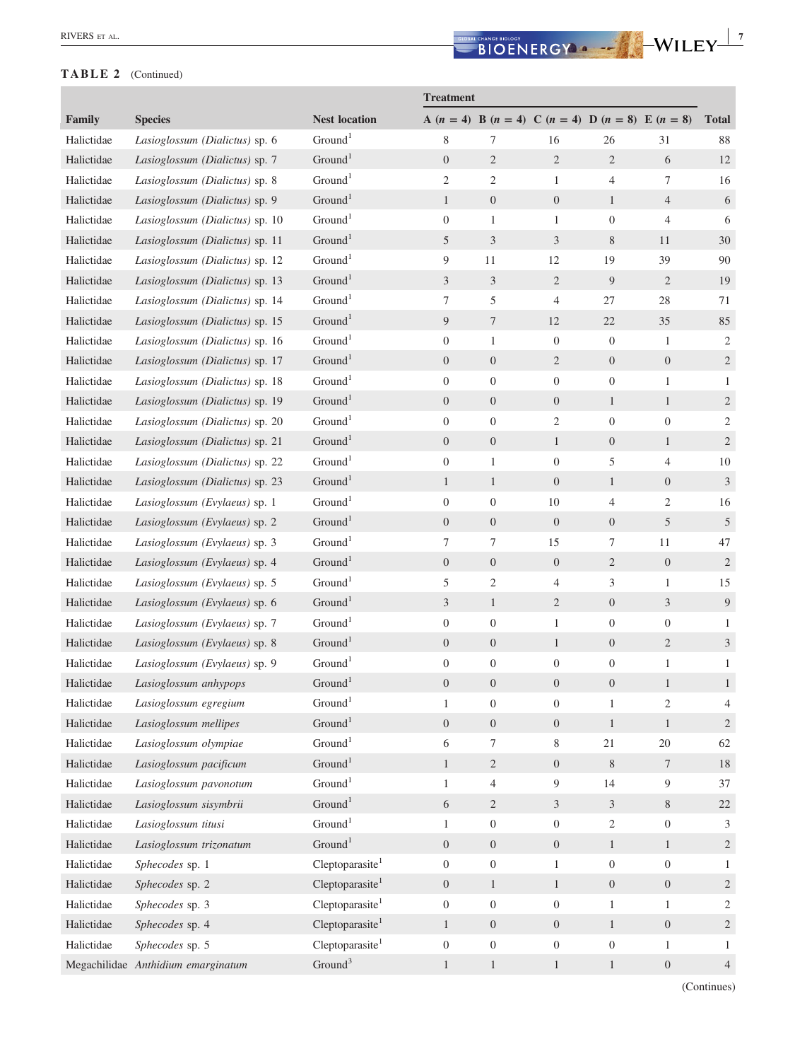**TABLE 2** (Continued)

| Family | Species | Nest location | Treatment A (*n* = 4) | B (*n* = 4) | C (*n* = 4) | D (*n* = 8) | E (*n* = 8) | Total |
|---|---|---|---|---|---|---|---|---|
| Halictidae | *Lasioglossum (Dialictus)* sp. 6 | Ground[1] | 8 | 7 | 16 | 26 | 31 | 88 |
| Halictidae | *Lasioglossum (Dialictus)* sp. 7 | Ground[1] | 0 | 2 | 2 | 2 | 6 | 12 |
| Halictidae | *Lasioglossum (Dialictus)* sp. 8 | Ground[1] | 2 | 2 | 1 | 4 | 7 | 16 |
| Halictidae | *Lasioglossum (Dialictus)* sp. 9 | Ground[1] | 1 | 0 | 0 | 1 | 4 | 6 |
| Halictidae | *Lasioglossum (Dialictus)* sp. 10 | Ground[1] | 0 | 1 | 1 | 0 | 4 | 6 |
| Halictidae | *Lasioglossum (Dialictus)* sp. 11 | Ground[1] | 5 | 3 | 3 | 8 | 11 | 30 |
| Halictidae | *Lasioglossum (Dialictus)* sp. 12 | Ground[1] | 9 | 11 | 12 | 19 | 39 | 90 |
| Halictidae | *Lasioglossum (Dialictus)* sp. 13 | Ground[1] | 3 | 3 | 2 | 9 | 2 | 19 |
| Halictidae | *Lasioglossum (Dialictus)* sp. 14 | Ground[1] | 7 | 5 | 4 | 27 | 28 | 71 |
| Halictidae | *Lasioglossum (Dialictus)* sp. 15 | Ground[1] | 9 | 7 | 12 | 22 | 35 | 85 |
| Halictidae | *Lasioglossum (Dialictus)* sp. 16 | Ground[1] | 0 | 1 | 0 | 0 | 1 | 2 |
| Halictidae | *Lasioglossum (Dialictus)* sp. 17 | Ground[1] | 0 | 0 | 2 | 0 | 0 | 2 |
| Halictidae | *Lasioglossum (Dialictus)* sp. 18 | Ground[1] | 0 | 0 | 0 | 0 | 1 | 1 |
| Halictidae | *Lasioglossum (Dialictus)* sp. 19 | Ground[1] | 0 | 0 | 0 | 1 | 1 | 2 |
| Halictidae | *Lasioglossum (Dialictus)* sp. 20 | Ground[1] | 0 | 0 | 2 | 0 | 0 | 2 |
| Halictidae | *Lasioglossum (Dialictus)* sp. 21 | Ground[1] | 0 | 0 | 1 | 0 | 1 | 2 |
| Halictidae | *Lasioglossum (Dialictus)* sp. 22 | Ground[1] | 0 | 1 | 0 | 5 | 4 | 10 |
| Halictidae | *Lasioglossum (Dialictus)* sp. 23 | Ground[1] | 1 | 1 | 0 | 1 | 0 | 3 |
| Halictidae | *Lasioglossum (Evylaeus)* sp. 1 | Ground[1] | 0 | 0 | 10 | 4 | 2 | 16 |
| Halictidae | *Lasioglossum (Evylaeus)* sp. 2 | Ground[1] | 0 | 0 | 0 | 0 | 5 | 5 |
| Halictidae | *Lasioglossum (Evylaeus)* sp. 3 | Ground[1] | 7 | 7 | 15 | 7 | 11 | 47 |
| Halictidae | *Lasioglossum (Evylaeus)* sp. 4 | Ground[1] | 0 | 0 | 0 | 2 | 0 | 2 |
| Halictidae | *Lasioglossum (Evylaeus)* sp. 5 | Ground[1] | 5 | 2 | 4 | 3 | 1 | 15 |
| Halictidae | *Lasioglossum (Evylaeus)* sp. 6 | Ground[1] | 3 | 1 | 2 | 0 | 3 | 9 |
| Halictidae | *Lasioglossum (Evylaeus)* sp. 7 | Ground[1] | 0 | 0 | 1 | 0 | 0 | 1 |
| Halictidae | *Lasioglossum (Evylaeus)* sp. 8 | Ground[1] | 0 | 0 | 1 | 0 | 2 | 3 |
| Halictidae | *Lasioglossum (Evylaeus)* sp. 9 | Ground[1] | 0 | 0 | 0 | 0 | 1 | 1 |
| Halictidae | *Lasioglossum anhypops* | Ground[1] | 0 | 0 | 0 | 0 | 1 | 1 |
| Halictidae | *Lasioglossum egregium* | Ground[1] | 1 | 0 | 0 | 1 | 2 | 4 |
| Halictidae | *Lasioglossum mellipes* | Ground[1] | 0 | 0 | 0 | 1 | 1 | 2 |
| Halictidae | *Lasioglossum olympiae* | Ground[1] | 6 | 7 | 8 | 21 | 20 | 62 |
| Halictidae | *Lasioglossum pacificum* | Ground[1] | 1 | 2 | 0 | 8 | 7 | 18 |
| Halictidae | *Lasioglossum pavonotum* | Ground[1] | 1 | 4 | 9 | 14 | 9 | 37 |
| Halictidae | *Lasioglossum sisymbrii* | Ground[1] | 6 | 2 | 3 | 3 | 8 | 22 |
| Halictidae | *Lasioglossum titusi* | Ground[1] | 1 | 0 | 0 | 2 | 0 | 3 |
| Halictidae | *Lasioglossum trizonatum* | Ground[1] | 0 | 0 | 0 | 1 | 1 | 2 |
| Halictidae | *Sphecodes* sp. 1 | Cleptoparasite[1] | 0 | 0 | 1 | 0 | 0 | 1 |
| Halictidae | *Sphecodes* sp. 2 | Cleptoparasite[1] | 0 | 1 | 1 | 0 | 0 | 2 |
| Halictidae | *Sphecodes* sp. 3 | Cleptoparasite[1] | 0 | 0 | 0 | 1 | 1 | 2 |
| Halictidae | *Sphecodes* sp. 4 | Cleptoparasite[1] | 1 | 0 | 0 | 1 | 0 | 2 |
| Halictidae | *Sphecodes* sp. 5 | Cleptoparasite[1] | 0 | 0 | 0 | 0 | 1 | 1 |
| Megachilidae | *Anthidium emarginatum* | Ground[3] | 1 | 1 | 1 | 1 | 0 | 4 |

(Continues)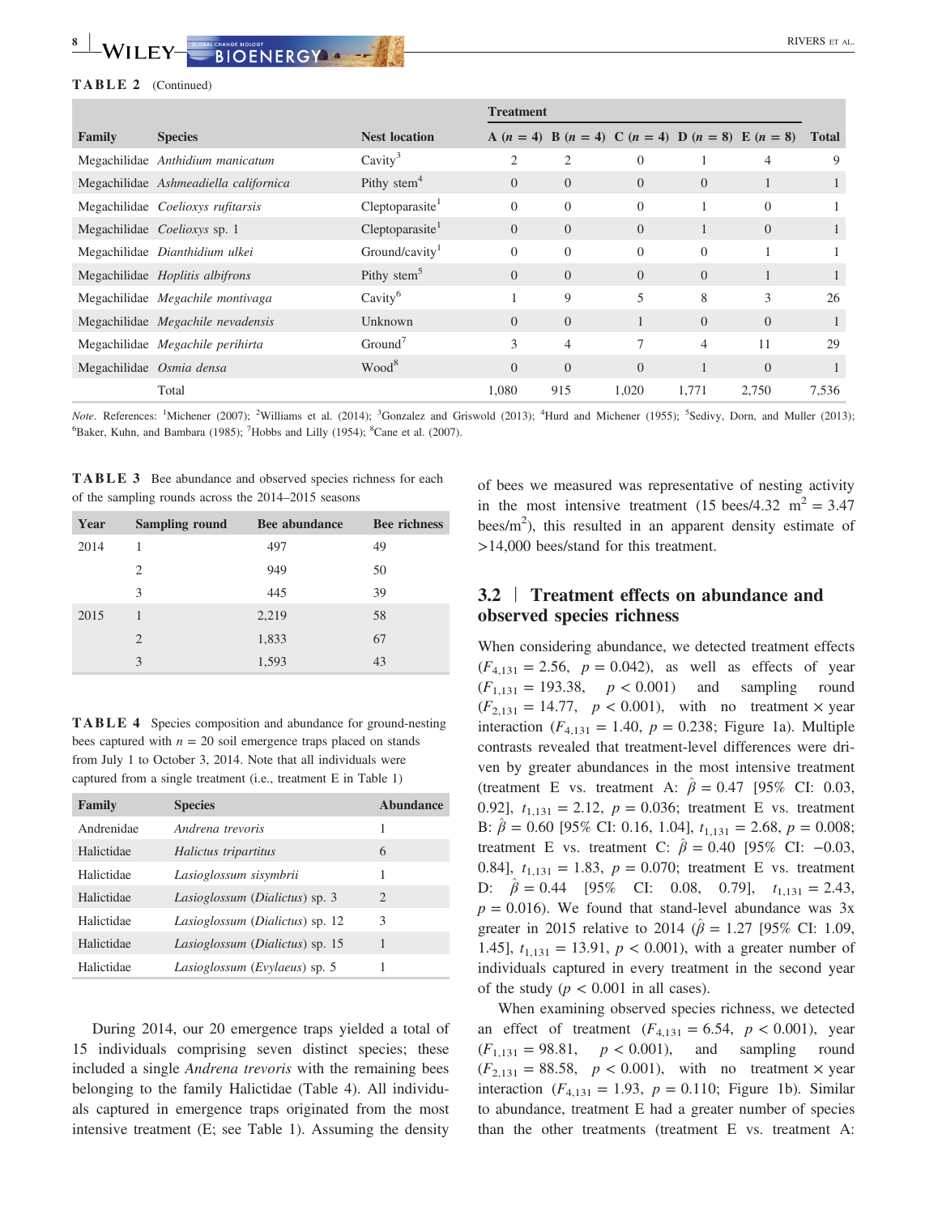**TABLE 2** (Continued)

| Family | Species | Nest location | Treatment A ($n$ = 4) | B ($n$ = 4) | C ($n$ = 4) | D ($n$ = 8) | E ($n$ = 8) | Total |
|---|---|---|---|---|---|---|---|---|
| Megachilidae | *Anthidium manicatum* | Cavity[3] | 2 | 2 | 0 | 1 | 4 | 9 |
| Megachilidae | *Ashmeadiella californica* | Pithy stem[4] | 0 | 0 | 0 | 0 | 1 | 1 |
| Megachilidae | *Coelioxys rufitarsis* | Cleptoparasite[1] | 0 | 0 | 0 | 1 | 0 | 1 |
| Megachilidae | *Coelioxys* sp. 1 | Cleptoparasite[1] | 0 | 0 | 0 | 1 | 0 | 1 |
| Megachilidae | *Dianthidium ulkei* | Ground/cavity[1] | 0 | 0 | 0 | 0 | 1 | 1 |
| Megachilidae | *Hoplitis albifrons* | Pithy stem[5] | 0 | 0 | 0 | 0 | 1 | 1 |
| Megachilidae | *Megachile montivaga* | Cavity[6] | 1 | 9 | 5 | 8 | 3 | 26 |
| Megachilidae | *Megachile nevadensis* | Unknown | 0 | 0 | 1 | 0 | 0 | 1 |
| Megachilidae | *Megachile perihirta* | Ground[7] | 3 | 4 | 7 | 4 | 11 | 29 |
| Megachilidae | *Osmia densa* | Wood[8] | 0 | 0 | 0 | 1 | 0 | 1 |
| | Total | | 1,080 | 915 | 1,020 | 1,771 | 2,750 | 7,536 |

*Note*. References: [1]Michener (2007); [2]Williams et al. (2014); [3]Gonzalez and Griswold (2013); [4]Hurd and Michener (1955); [5]Sedivy, Dorn, and Muller (2013); [6]Baker, Kuhn, and Bambara (1985); [7]Hobbs and Lilly (1954); [8]Cane et al. (2007).

**TABLE 3** Bee abundance and observed species richness for each of the sampling rounds across the 2014–2015 seasons

| Year | Sampling round | Bee abundance | Bee richness |
|---|---|---|---|
| 2014 | 1 | 497 | 49 |
| | 2 | 949 | 50 |
| | 3 | 445 | 39 |
| 2015 | 1 | 2,219 | 58 |
| | 2 | 1,833 | 67 |
| | 3 | 1,593 | 43 |

**TABLE 4** Species composition and abundance for ground-nesting bees captured with $n$ = 20 soil emergence traps placed on stands from July 1 to October 3, 2014. Note that all individuals were captured from a single treatment (i.e., treatment E in Table 1)

| Family | Species | Abundance |
|---|---|---|
| Andrenidae | *Andrena trevoris* | 1 |
| Halictidae | *Halictus tripartitus* | 6 |
| Halictidae | *Lasioglossum sisymbrii* | 1 |
| Halictidae | *Lasioglossum* (*Dialictus*) sp. 3 | 2 |
| Halictidae | *Lasioglossum* (*Dialictus*) sp. 12 | 3 |
| Halictidae | *Lasioglossum* (*Dialictus*) sp. 15 | 1 |
| Halictidae | *Lasioglossum* (*Evylaeus*) sp. 5 | 1 |

During 2014, our 20 emergence traps yielded a total of 15 individuals comprising seven distinct species; these included a single *Andrena trevoris* with the remaining bees belonging to the family Halictidae (Table 4). All individuals captured in emergence traps originated from the most intensive treatment (E; see Table 1). Assuming the density of bees we measured was representative of nesting activity in the most intensive treatment (15 bees/4.32 $m^2$ = 3.47 bees/$m^2$), this resulted in an apparent density estimate of >14,000 bees/stand for this treatment.

## 3.2 | Treatment effects on abundance and observed species richness

When considering abundance, we detected treatment effects ($F_{4,131}$ = 2.56, $p$ = 0.042), as well as effects of year ($F_{1,131}$ = 193.38, $p$ < 0.001) and sampling round ($F_{2,131}$ = 14.77, $p$ < 0.001), with no treatment × year interaction ($F_{4,131}$ = 1.40, $p$ = 0.238; Figure 1a). Multiple contrasts revealed that treatment-level differences were driven by greater abundances in the most intensive treatment (treatment E vs. treatment A: $\hat{\beta}$ = 0.47 [95% CI: 0.03, 0.92], $t_{1,131}$ = 2.12, $p$ = 0.036; treatment E vs. treatment B: $\hat{\beta}$ = 0.60 [95% CI: 0.16, 1.04], $t_{1,131}$ = 2.68, $p$ = 0.008; treatment E vs. treatment C: $\hat{\beta}$ = 0.40 [95% CI: −0.03, 0.84], $t_{1,131}$ = 1.83, $p$ = 0.070; treatment E vs. treatment D: $\hat{\beta}$ = 0.44 [95% CI: 0.08, 0.79], $t_{1,131}$ = 2.43, $p$ = 0.016). We found that stand-level abundance was 3x greater in 2015 relative to 2014 ($\hat{\beta}$ = 1.27 [95% CI: 1.09, 1.45], $t_{1,131}$ = 13.91, $p$ < 0.001), with a greater number of individuals captured in every treatment in the second year of the study ($p$ < 0.001 in all cases).

When examining observed species richness, we detected an effect of treatment ($F_{4,131}$ = 6.54, $p$ < 0.001), year ($F_{1,131}$ = 98.81, $p$ < 0.001), and sampling round ($F_{2,131}$ = 88.58, $p$ < 0.001), with no treatment × year interaction ($F_{4,131}$ = 1.93, $p$ = 0.110; Figure 1b). Similar to abundance, treatment E had a greater number of species than the other treatments (treatment E vs. treatment A: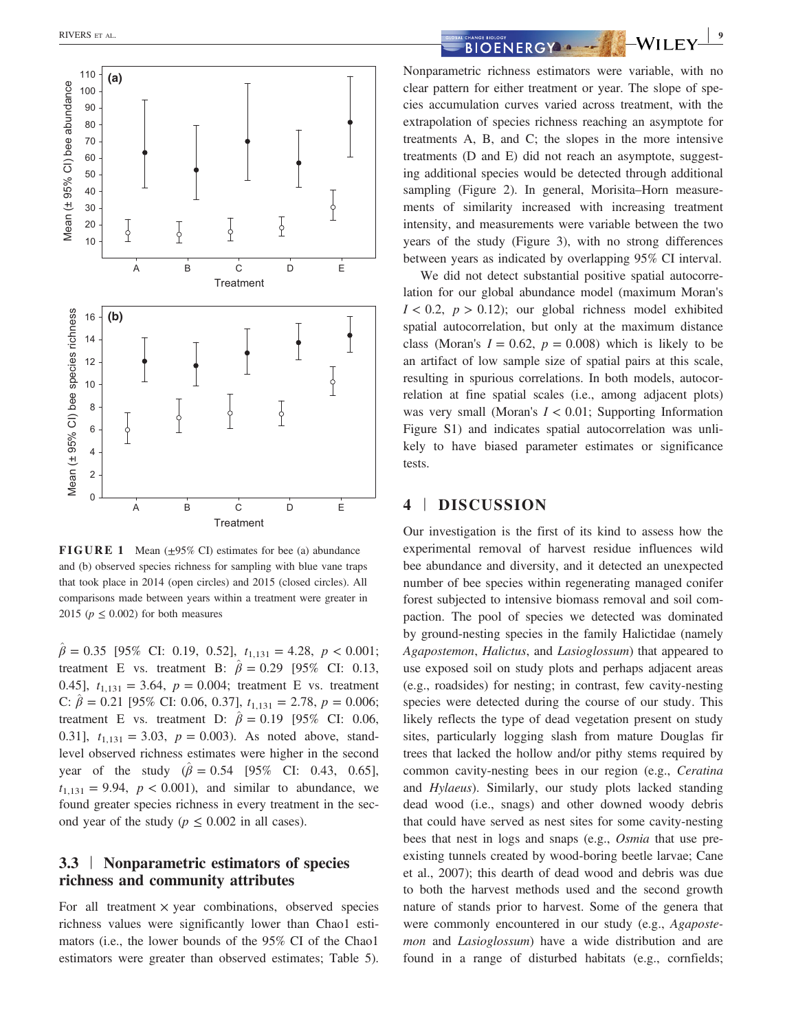110
(a)
100
90
80
70
60
50
40
30
20
10
Mean (± 95% CI) bee abundance
A
B
C
D
E
Treatment

16
(b)
14
12
10
8
6
4
2
0
Mean (± 95% CI) bee species richness
A
B
C
D
E
Treatment

**FIGURE 1** Mean (±95% CI) estimates for bee (a) abundance and (b) observed species richness for sampling with blue vane traps that took place in 2014 (open circles) and 2015 (closed circles). All comparisons made between years within a treatment were greater in 2015 ($p \leq 0.002$) for both measures

$\hat{\beta} = 0.35$ [95% CI: 0.19, 0.52], $t_{1,131} = 4.28$, $p < 0.001$; treatment E vs. treatment B: $\hat{\beta} = 0.29$ [95% CI: 0.13, 0.45], $t_{1,131} = 3.64$, $p = 0.004$; treatment E vs. treatment C: $\hat{\beta} = 0.21$ [95% CI: 0.06, 0.37], $t_{1,131} = 2.78$, $p = 0.006$; treatment E vs. treatment D: $\hat{\beta} = 0.19$ [95% CI: 0.06, 0.31], $t_{1,131} = 3.03$, $p = 0.003$). As noted above, standlevel observed richness estimates were higher in the second year of the study ($\hat{\beta} = 0.54$ [95% CI: 0.43, 0.65], $t_{1,131} = 9.94$, $p < 0.001$), and similar to abundance, we found greater species richness in every treatment in the second year of the study ($p \leq 0.002$ in all cases).

## 3.3 | Nonparametric estimators of species richness and community attributes

For all treatment × year combinations, observed species richness values were significantly lower than Chao1 estimators (i.e., the lower bounds of the 95% CI of the Chao1 estimators were greater than observed estimates; Table 5). Nonparametric richness estimators were variable, with no clear pattern for either treatment or year. The slope of species accumulation curves varied across treatment, with the extrapolation of species richness reaching an asymptote for treatments A, B, and C; the slopes in the more intensive treatments (D and E) did not reach an asymptote, suggesting additional species would be detected through additional sampling (Figure 2). In general, Morisita–Horn measurements of similarity increased with increasing treatment intensity, and measurements were variable between the two years of the study (Figure 3), with no strong differences between years as indicated by overlapping 95% CI interval.

We did not detect substantial positive spatial autocorrelation for our global abundance model (maximum Moran's $I < 0.2$, $p > 0.12$); our global richness model exhibited spatial autocorrelation, but only at the maximum distance class (Moran's $I = 0.62$, $p = 0.008$) which is likely to be an artifact of low sample size of spatial pairs at this scale, resulting in spurious correlations. In both models, autocorrelation at fine spatial scales (i.e., among adjacent plots) was very small (Moran's $I < 0.01$; Supporting Information Figure S1) and indicates spatial autocorrelation was unlikely to have biased parameter estimates or significance tests.

# 4 | DISCUSSION

Our investigation is the first of its kind to assess how the experimental removal of harvest residue influences wild bee abundance and diversity, and it detected an unexpected number of bee species within regenerating managed conifer forest subjected to intensive biomass removal and soil compaction. The pool of species we detected was dominated by ground-nesting species in the family Halictidae (namely *Agapostemon*, *Halictus*, and *Lasioglossum*) that appeared to use exposed soil on study plots and perhaps adjacent areas (e.g., roadsides) for nesting; in contrast, few cavity-nesting species were detected during the course of our study. This likely reflects the type of dead vegetation present on study sites, particularly logging slash from mature Douglas fir trees that lacked the hollow and/or pithy stems required by common cavity-nesting bees in our region (e.g., *Ceratina* and *Hylaeus*). Similarly, our study plots lacked standing dead wood (i.e., snags) and other downed woody debris that could have served as nest sites for some cavity-nesting bees that nest in logs and snaps (e.g., *Osmia* that use preexisting tunnels created by wood-boring beetle larvae; Cane et al., 2007); this dearth of dead wood and debris was due to both the harvest methods used and the second growth nature of stands prior to harvest. Some of the genera that were commonly encountered in our study (e.g., *Agapostemon* and *Lasioglossum*) have a wide distribution and are found in a range of disturbed habitats (e.g., cornfields;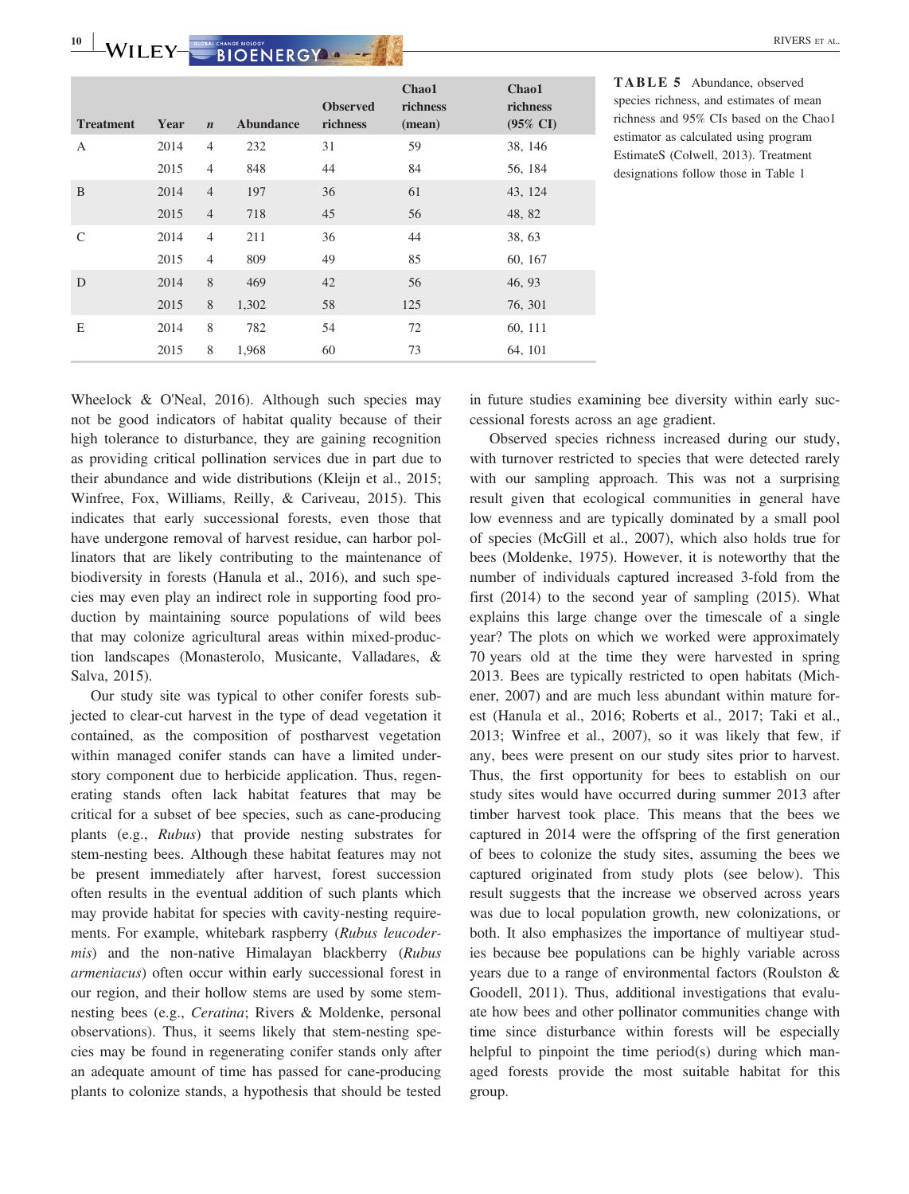**TABLE 5** Abundance, observed species richness, and estimates of mean richness and 95% CIs based on the Chao1 estimator as calculated using program EstimateS (Colwell, 2013). Treatment designations follow those in Table 1

| Treatment | Year | *n* | Abundance | Observed richness | Chao1 richness (mean) | Chao1 richness (95% CI) |
|---|---|---|---|---|---|---|
| A | 2014 | 4 | 232 | 31 | 59 | 38, 146 |
| | 2015 | 4 | 848 | 44 | 84 | 56, 184 |
| B | 2014 | 4 | 197 | 36 | 61 | 43, 124 |
| | 2015 | 4 | 718 | 45 | 56 | 48, 82 |
| C | 2014 | 4 | 211 | 36 | 44 | 38, 63 |
| | 2015 | 4 | 809 | 49 | 85 | 60, 167 |
| D | 2014 | 8 | 469 | 42 | 56 | 46, 93 |
| | 2015 | 8 | 1,302 | 58 | 125 | 76, 301 |
| E | 2014 | 8 | 782 | 54 | 72 | 60, 111 |
| | 2015 | 8 | 1,968 | 60 | 73 | 64, 101 |

Wheelock & O'Neal, 2016). Although such species may not be good indicators of habitat quality because of their high tolerance to disturbance, they are gaining recognition as providing critical pollination services due in part due to their abundance and wide distributions (Kleijn et al., 2015; Winfree, Fox, Williams, Reilly, & Cariveau, 2015). This indicates that early successional forests, even those that have undergone removal of harvest residue, can harbor pollinators that are likely contributing to the maintenance of biodiversity in forests (Hanula et al., 2016), and such species may even play an indirect role in supporting food production by maintaining source populations of wild bees that may colonize agricultural areas within mixed-production landscapes (Monasterolo, Musicante, Valladares, & Salva, 2015).

Our study site was typical to other conifer forests subjected to clear-cut harvest in the type of dead vegetation it contained, as the composition of postharvest vegetation within managed conifer stands can have a limited understory component due to herbicide application. Thus, regenerating stands often lack habitat features that may be critical for a subset of bee species, such as cane-producing plants (e.g., *Rubus*) that provide nesting substrates for stem-nesting bees. Although these habitat features may not be present immediately after harvest, forest succession often results in the eventual addition of such plants which may provide habitat for species with cavity-nesting requirements. For example, whitebark raspberry (*Rubus leucodermis*) and the non-native Himalayan blackberry (*Rubus armeniacus*) often occur within early successional forest in our region, and their hollow stems are used by some stem-nesting bees (e.g., *Ceratina*; Rivers & Moldenke, personal observations). Thus, it seems likely that stem-nesting species may be found in regenerating conifer stands only after an adequate amount of time has passed for cane-producing plants to colonize stands, a hypothesis that should be tested in future studies examining bee diversity within early successional forests across an age gradient.

Observed species richness increased during our study, with turnover restricted to species that were detected rarely with our sampling approach. This was not a surprising result given that ecological communities in general have low evenness and are typically dominated by a small pool of species (McGill et al., 2007), which also holds true for bees (Moldenke, 1975). However, it is noteworthy that the number of individuals captured increased 3-fold from the first (2014) to the second year of sampling (2015). What explains this large change over the timescale of a single year? The plots on which we worked were approximately 70 years old at the time they were harvested in spring 2013. Bees are typically restricted to open habitats (Michener, 2007) and are much less abundant within mature forest (Hanula et al., 2016; Roberts et al., 2017; Taki et al., 2013; Winfree et al., 2007), so it was likely that few, if any, bees were present on our study sites prior to harvest. Thus, the first opportunity for bees to establish on our study sites would have occurred during summer 2013 after timber harvest took place. This means that the bees we captured in 2014 were the offspring of the first generation of bees to colonize the study sites, assuming the bees we captured originated from study plots (see below). This result suggests that the increase we observed across years was due to local population growth, new colonizations, or both. It also emphasizes the importance of multiyear studies because bee populations can be highly variable across years due to a range of environmental factors (Roulston & Goodell, 2011). Thus, additional investigations that evaluate how bees and other pollinator communities change with time since disturbance within forests will be especially helpful to pinpoint the time period(s) during which managed forests provide the most suitable habitat for this group.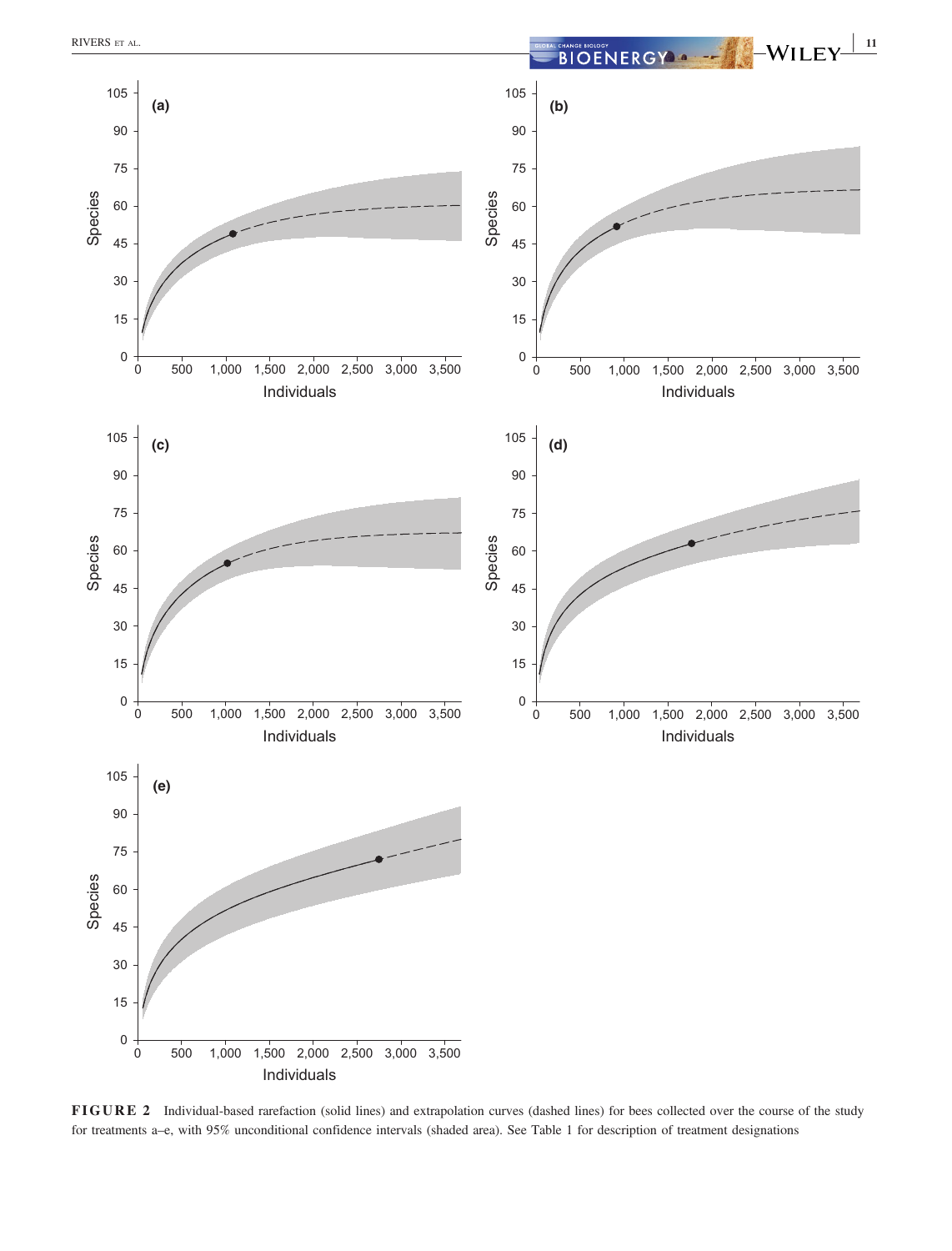(a)

105
90
75
60
45
30
15
0

Species

0 500 1,000 1,500 2,000 2,500 3,000 3,500

Individuals

(b)

105
90
75
60
45
30
15
0

Species

0 500 1,000 1,500 2,000 2,500 3,000 3,500

Individuals

(c)

105
90
75
60
45
30
15
0

Species

0 500 1,000 1,500 2,000 2,500 3,000 3,500

Individuals

(d)

105
90
75
60
45
30
15
0

Species

0 500 1,000 1,500 2,000 2,500 3,000 3,500

Individuals

(e)

105
90
75
60
45
30
15
0

Species

0 500 1,000 1,500 2,000 2,500 3,000 3,500

Individuals

**FIGURE 2** Individual-based rarefaction (solid lines) and extrapolation curves (dashed lines) for bees collected over the course of the study for treatments a–e, with 95% unconditional confidence intervals (shaded area). See Table 1 for description of treatment designations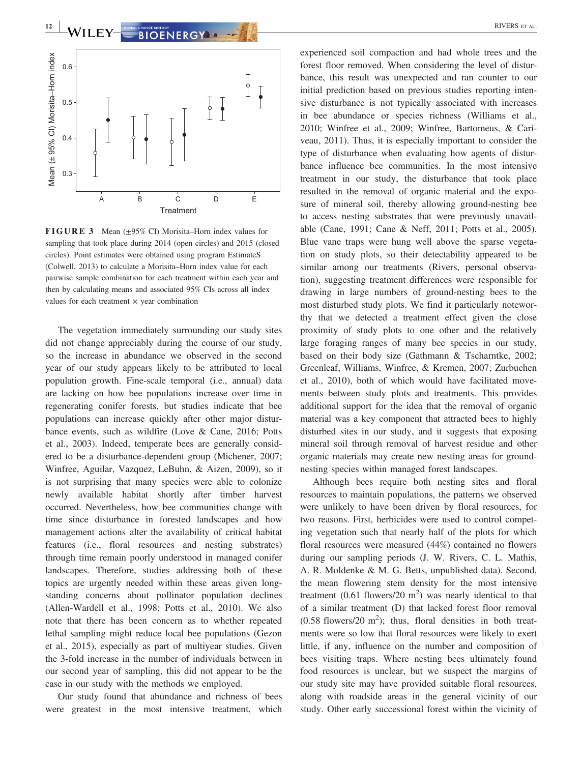Mean (± 95% CI) Morisita–Horn index

0.6

0.5

0.4

0.3

A B C D E

Treatment

**FIGURE 3** Mean (±95% CI) Morisita–Horn index values for sampling that took place during 2014 (open circles) and 2015 (closed circles). Point estimates were obtained using program EstimateS (Colwell, 2013) to calculate a Morisita–Horn index value for each pairwise sample combination for each treatment within each year and then by calculating means and associated 95% CIs across all index values for each treatment × year combination

The vegetation immediately surrounding our study sites did not change appreciably during the course of our study, so the increase in abundance we observed in the second year of our study appears likely to be attributed to local population growth. Fine-scale temporal (i.e., annual) data are lacking on how bee populations increase over time in regenerating conifer forests, but studies indicate that bee populations can increase quickly after other major disturbance events, such as wildfire (Love & Cane, 2016; Potts et al., 2003). Indeed, temperate bees are generally considered to be a disturbance-dependent group (Michener, 2007; Winfree, Aguilar, Vazquez, LeBuhn, & Aizen, 2009), so it is not surprising that many species were able to colonize newly available habitat shortly after timber harvest occurred. Nevertheless, how bee communities change with time since disturbance in forested landscapes and how management actions alter the availability of critical habitat features (i.e., floral resources and nesting substrates) through time remain poorly understood in managed conifer landscapes. Therefore, studies addressing both of these topics are urgently needed within these areas given long-standing concerns about pollinator population declines (Allen-Wardell et al., 1998; Potts et al., 2010). We also note that there has been concern as to whether repeated lethal sampling might reduce local bee populations (Gezon et al., 2015), especially as part of multiyear studies. Given the 3-fold increase in the number of individuals between in our second year of sampling, this did not appear to be the case in our study with the methods we employed.

Our study found that abundance and richness of bees were greatest in the most intensive treatment, which experienced soil compaction and had whole trees and the forest floor removed. When considering the level of disturbance, this result was unexpected and ran counter to our initial prediction based on previous studies reporting intensive disturbance is not typically associated with increases in bee abundance or species richness (Williams et al., 2010; Winfree et al., 2009; Winfree, Bartomeus, & Cariveau, 2011). Thus, it is especially important to consider the type of disturbance when evaluating how agents of disturbance influence bee communities. In the most intensive treatment in our study, the disturbance that took place resulted in the removal of organic material and the exposure of mineral soil, thereby allowing ground-nesting bee to access nesting substrates that were previously unavailable (Cane, 1991; Cane & Neff, 2011; Potts et al., 2005). Blue vane traps were hung well above the sparse vegetation on study plots, so their detectability appeared to be similar among our treatments (Rivers, personal observation), suggesting treatment differences were responsible for drawing in large numbers of ground-nesting bees to the most disturbed study plots. We find it particularly noteworthy that we detected a treatment effect given the close proximity of study plots to one other and the relatively large foraging ranges of many bee species in our study, based on their body size (Gathmann & Tscharntke, 2002; Greenleaf, Williams, Winfree, & Kremen, 2007; Zurbuchen et al., 2010), both of which would have facilitated movements between study plots and treatments. This provides additional support for the idea that the removal of organic material was a key component that attracted bees to highly disturbed sites in our study, and it suggests that exposing mineral soil through removal of harvest residue and other organic materials may create new nesting areas for ground-nesting species within managed forest landscapes.

Although bees require both nesting sites and floral resources to maintain populations, the patterns we observed were unlikely to have been driven by floral resources, for two reasons. First, herbicides were used to control competing vegetation such that nearly half of the plots for which floral resources were measured (44%) contained no flowers during our sampling periods (J. W. Rivers, C. L. Mathis, A. R. Moldenke & M. G. Betts, unpublished data). Second, the mean flowering stem density for the most intensive treatment (0.61 flowers/20 $m^2$) was nearly identical to that of a similar treatment (D) that lacked forest floor removal (0.58 flowers/20 $m^2$); thus, floral densities in both treatments were so low that floral resources were likely to exert little, if any, influence on the number and composition of bees visiting traps. Where nesting bees ultimately found food resources is unclear, but we suspect the margins of our study site may have provided suitable floral resources, along with roadside areas in the general vicinity of our study. Other early successional forest within the vicinity of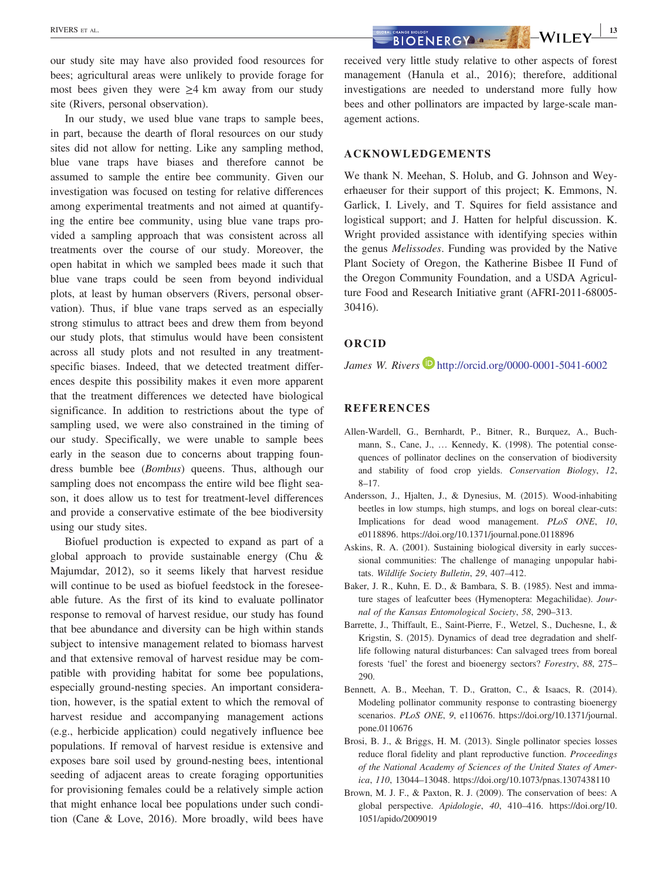our study site may have also provided food resources for bees; agricultural areas were unlikely to provide forage for most bees given they were ≥4 km away from our study site (Rivers, personal observation).

In our study, we used blue vane traps to sample bees, in part, because the dearth of floral resources on our study sites did not allow for netting. Like any sampling method, blue vane traps have biases and therefore cannot be assumed to sample the entire bee community. Given our investigation was focused on testing for relative differences among experimental treatments and not aimed at quantifying the entire bee community, using blue vane traps provided a sampling approach that was consistent across all treatments over the course of our study. Moreover, the open habitat in which we sampled bees made it such that blue vane traps could be seen from beyond individual plots, at least by human observers (Rivers, personal observation). Thus, if blue vane traps served as an especially strong stimulus to attract bees and drew them from beyond our study plots, that stimulus would have been consistent across all study plots and not resulted in any treatment-specific biases. Indeed, that we detected treatment differences despite this possibility makes it even more apparent that the treatment differences we detected have biological significance. In addition to restrictions about the type of sampling used, we were also constrained in the timing of our study. Specifically, we were unable to sample bees early in the season due to concerns about trapping foundress bumble bee (*Bombus*) queens. Thus, although our sampling does not encompass the entire wild bee flight season, it does allow us to test for treatment-level differences and provide a conservative estimate of the bee biodiversity using our study sites.

Biofuel production is expected to expand as part of a global approach to provide sustainable energy (Chu & Majumdar, 2012), so it seems likely that harvest residue will continue to be used as biofuel feedstock in the foreseeable future. As the first of its kind to evaluate pollinator response to removal of harvest residue, our study has found that bee abundance and diversity can be high within stands subject to intensive management related to biomass harvest and that extensive removal of harvest residue may be compatible with providing habitat for some bee populations, especially ground-nesting species. An important consideration, however, is the spatial extent to which the removal of harvest residue and accompanying management actions (e.g., herbicide application) could negatively influence bee populations. If removal of harvest residue is extensive and exposes bare soil used by ground-nesting bees, intentional seeding of adjacent areas to create foraging opportunities for provisioning females could be a relatively simple action that might enhance local bee populations under such condition (Cane & Love, 2016). More broadly, wild bees have received very little study relative to other aspects of forest management (Hanula et al., 2016); therefore, additional investigations are needed to understand more fully how bees and other pollinators are impacted by large-scale management actions.

## ACKNOWLEDGEMENTS

We thank N. Meehan, S. Holub, and G. Johnson and Weyerhaeuser for their support of this project; K. Emmons, N. Garlick, I. Lively, and T. Squires for field assistance and logistical support; and J. Hatten for helpful discussion. K. Wright provided assistance with identifying species within the genus *Melissodes*. Funding was provided by the Native Plant Society of Oregon, the Katherine Bisbee II Fund of the Oregon Community Foundation, and a USDA Agriculture Food and Research Initiative grant (AFRI-2011-68005-30416).

## ORCID

*James W. Rivers* http://orcid.org/0000-0001-5041-6002

## REFERENCES

Allen-Wardell, G., Bernhardt, P., Bitner, R., Burquez, A., Buchmann, S., Cane, J., … Kennedy, K. (1998). The potential consequences of pollinator declines on the conservation of biodiversity and stability of food crop yields. *Conservation Biology*, *12*, 8–17.

Andersson, J., Hjalten, J., & Dynesius, M. (2015). Wood-inhabiting beetles in low stumps, high stumps, and logs on boreal clear-cuts: Implications for dead wood management. *PLoS ONE*, *10*, e0118896. https://doi.org/10.1371/journal.pone.0118896

Askins, R. A. (2001). Sustaining biological diversity in early successional communities: The challenge of managing unpopular habitats. *Wildlife Society Bulletin*, *29*, 407–412.

Baker, J. R., Kuhn, E. D., & Bambara, S. B. (1985). Nest and immature stages of leafcutter bees (Hymenoptera: Megachilidae). *Journal of the Kansas Entomological Society*, *58*, 290–313.

Barrette, J., Thiffault, E., Saint-Pierre, F., Wetzel, S., Duchesne, I., & Krigstin, S. (2015). Dynamics of dead tree degradation and shelf-life following natural disturbances: Can salvaged trees from boreal forests 'fuel' the forest and bioenergy sectors? *Forestry*, *88*, 275–290.

Bennett, A. B., Meehan, T. D., Gratton, C., & Isaacs, R. (2014). Modeling pollinator community response to contrasting bioenergy scenarios. *PLoS ONE*, *9*, e110676. https://doi.org/10.1371/journal.pone.0110676

Brosi, B. J., & Briggs, H. M. (2013). Single pollinator species losses reduce floral fidelity and plant reproductive function. *Proceedings of the National Academy of Sciences of the United States of America*, *110*, 13044–13048. https://doi.org/10.1073/pnas.1307438110

Brown, M. J. F., & Paxton, R. J. (2009). The conservation of bees: A global perspective. *Apidologie*, *40*, 410–416. https://doi.org/10.1051/apido/2009019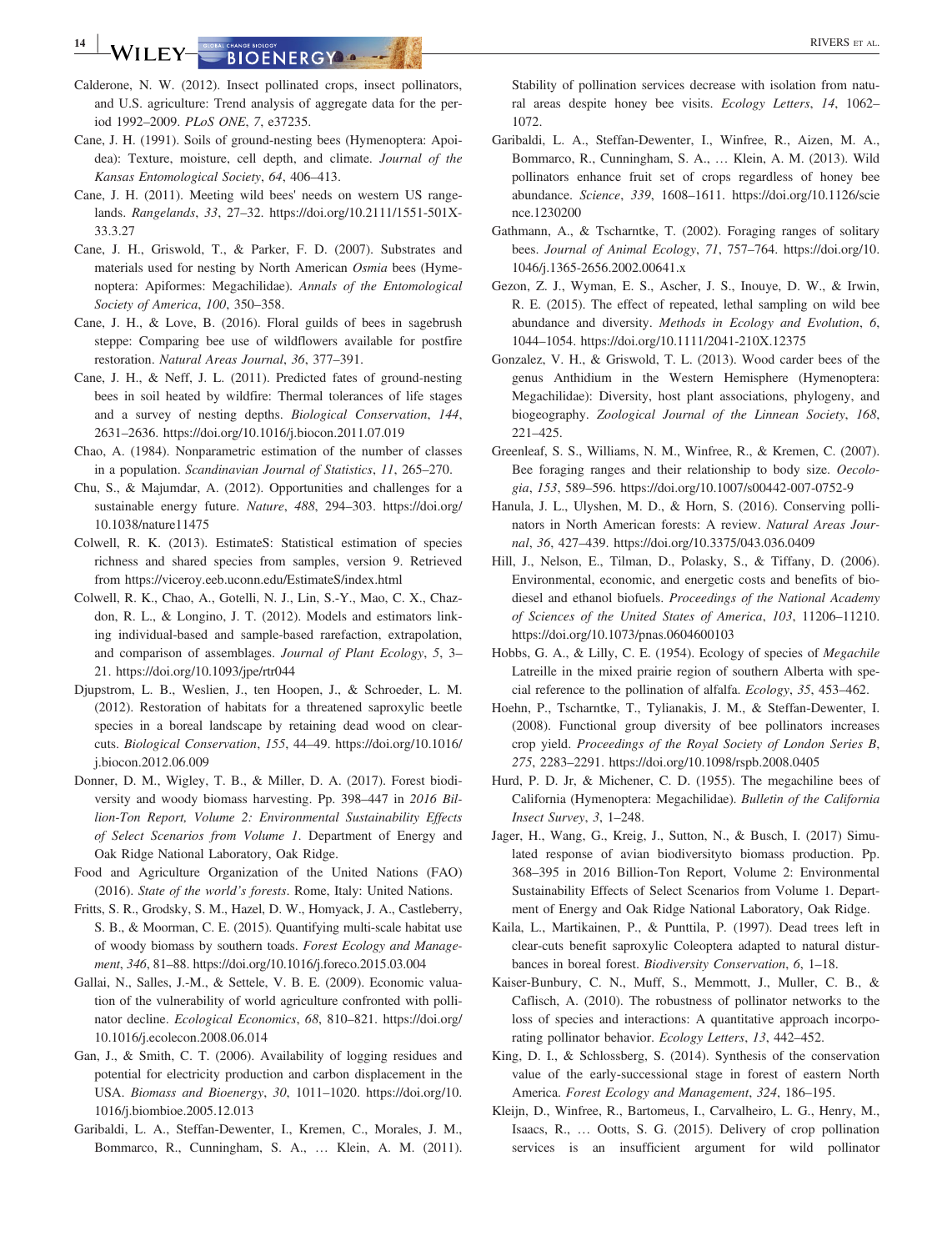Calderone, N. W. (2012). Insect pollinated crops, insect pollinators, and U.S. agriculture: Trend analysis of aggregate data for the period 1992–2009. *PLoS ONE*, *7*, e37235.

Cane, J. H. (1991). Soils of ground-nesting bees (Hymenoptera: Apoidea): Texture, moisture, cell depth, and climate. *Journal of the Kansas Entomological Society*, *64*, 406–413.

Cane, J. H. (2011). Meeting wild bees' needs on western US rangelands. *Rangelands*, *33*, 27–32. https://doi.org/10.2111/1551-501X-33.3.27

Cane, J. H., Griswold, T., & Parker, F. D. (2007). Substrates and materials used for nesting by North American *Osmia* bees (Hymenoptera: Apiformes: Megachilidae). *Annals of the Entomological Society of America*, *100*, 350–358.

Cane, J. H., & Love, B. (2016). Floral guilds of bees in sagebrush steppe: Comparing bee use of wildflowers available for postfire restoration. *Natural Areas Journal*, *36*, 377–391.

Cane, J. H., & Neff, J. L. (2011). Predicted fates of ground-nesting bees in soil heated by wildfire: Thermal tolerances of life stages and a survey of nesting depths. *Biological Conservation*, *144*, 2631–2636. https://doi.org/10.1016/j.biocon.2011.07.019

Chao, A. (1984). Nonparametric estimation of the number of classes in a population. *Scandinavian Journal of Statistics*, *11*, 265–270.

Chu, S., & Majumdar, A. (2012). Opportunities and challenges for a sustainable energy future. *Nature*, *488*, 294–303. https://doi.org/10.1038/nature11475

Colwell, R. K. (2013). EstimateS: Statistical estimation of species richness and shared species from samples, version 9. Retrieved from https://viceroy.eeb.uconn.edu/EstimateS/index.html

Colwell, R. K., Chao, A., Gotelli, N. J., Lin, S.-Y., Mao, C. X., Chazdon, R. L., & Longino, J. T. (2012). Models and estimators linking individual-based and sample-based rarefaction, extrapolation, and comparison of assemblages. *Journal of Plant Ecology*, *5*, 3–21. https://doi.org/10.1093/jpe/rtr044

Djupstrom, L. B., Weslien, J., ten Hoopen, J., & Schroeder, L. M. (2012). Restoration of habitats for a threatened saproxylic beetle species in a boreal landscape by retaining dead wood on clearcuts. *Biological Conservation*, *155*, 44–49. https://doi.org/10.1016/j.biocon.2012.06.009

Donner, D. M., Wigley, T. B., & Miller, D. A. (2017). Forest biodiversity and woody biomass harvesting. Pp. 398–447 in *2016 Billion-Ton Report, Volume 2: Environmental Sustainability Effects of Select Scenarios from Volume 1*. Department of Energy and Oak Ridge National Laboratory, Oak Ridge.

Food and Agriculture Organization of the United Nations (FAO) (2016). *State of the world's forests*. Rome, Italy: United Nations.

Fritts, S. R., Grodsky, S. M., Hazel, D. W., Homyack, J. A., Castleberry, S. B., & Moorman, C. E. (2015). Quantifying multi-scale habitat use of woody biomass by southern toads. *Forest Ecology and Management*, *346*, 81–88. https://doi.org/10.1016/j.foreco.2015.03.004

Gallai, N., Salles, J.-M., & Settele, V. B. E. (2009). Economic valuation of the vulnerability of world agriculture confronted with pollinator decline. *Ecological Economics*, *68*, 810–821. https://doi.org/10.1016/j.ecolecon.2008.06.014

Gan, J., & Smith, C. T. (2006). Availability of logging residues and potential for electricity production and carbon displacement in the USA. *Biomass and Bioenergy*, *30*, 1011–1020. https://doi.org/10.1016/j.biombioe.2005.12.013

Garibaldi, L. A., Steffan-Dewenter, I., Kremen, C., Morales, J. M., Bommarco, R., Cunningham, S. A., … Klein, A. M. (2011). Stability of pollination services decrease with isolation from natural areas despite honey bee visits. *Ecology Letters*, *14*, 1062–1072.

Garibaldi, L. A., Steffan-Dewenter, I., Winfree, R., Aizen, M. A., Bommarco, R., Cunningham, S. A., … Klein, A. M. (2013). Wild pollinators enhance fruit set of crops regardless of honey bee abundance. *Science*, *339*, 1608–1611. https://doi.org/10.1126/science.1230200

Gathmann, A., & Tscharntke, T. (2002). Foraging ranges of solitary bees. *Journal of Animal Ecology*, *71*, 757–764. https://doi.org/10.1046/j.1365-2656.2002.00641.x

Gezon, Z. J., Wyman, E. S., Ascher, J. S., Inouye, D. W., & Irwin, R. E. (2015). The effect of repeated, lethal sampling on wild bee abundance and diversity. *Methods in Ecology and Evolution*, *6*, 1044–1054. https://doi.org/10.1111/2041-210X.12375

Gonzalez, V. H., & Griswold, T. L. (2013). Wood carder bees of the genus Anthidium in the Western Hemisphere (Hymenoptera: Megachilidae): Diversity, host plant associations, phylogeny, and biogeography. *Zoological Journal of the Linnean Society*, *168*, 221–425.

Greenleaf, S. S., Williams, N. M., Winfree, R., & Kremen, C. (2007). Bee foraging ranges and their relationship to body size. *Oecologia*, *153*, 589–596. https://doi.org/10.1007/s00442-007-0752-9

Hanula, J. L., Ulyshen, M. D., & Horn, S. (2016). Conserving pollinators in North American forests: A review. *Natural Areas Journal*, *36*, 427–439. https://doi.org/10.3375/043.036.0409

Hill, J., Nelson, E., Tilman, D., Polasky, S., & Tiffany, D. (2006). Environmental, economic, and energetic costs and benefits of biodiesel and ethanol biofuels. *Proceedings of the National Academy of Sciences of the United States of America*, *103*, 11206–11210. https://doi.org/10.1073/pnas.0604600103

Hobbs, G. A., & Lilly, C. E. (1954). Ecology of species of *Megachile* Latreille in the mixed prairie region of southern Alberta with special reference to the pollination of alfalfa. *Ecology*, *35*, 453–462.

Hoehn, P., Tscharntke, T., Tylianakis, J. M., & Steffan-Dewenter, I. (2008). Functional group diversity of bee pollinators increases crop yield. *Proceedings of the Royal Society of London Series B*, *275*, 2283–2291. https://doi.org/10.1098/rspb.2008.0405

Hurd, P. D. Jr, & Michener, C. D. (1955). The megachiline bees of California (Hymenoptera: Megachilidae). *Bulletin of the California Insect Survey*, *3*, 1–248.

Jager, H., Wang, G., Kreig, J., Sutton, N., & Busch, I. (2017) Simulated response of avian biodiversityto biomass production. Pp. 368–395 in 2016 Billion-Ton Report, Volume 2: Environmental Sustainability Effects of Select Scenarios from Volume 1. Department of Energy and Oak Ridge National Laboratory, Oak Ridge.

Kaila, L., Martikainen, P., & Punttila, P. (1997). Dead trees left in clear-cuts benefit saproxylic Coleoptera adapted to natural disturbances in boreal forest. *Biodiversity Conservation*, *6*, 1–18.

Kaiser-Bunbury, C. N., Muff, S., Memmott, J., Muller, C. B., & Caflisch, A. (2010). The robustness of pollinator networks to the loss of species and interactions: A quantitative approach incorporating pollinator behavior. *Ecology Letters*, *13*, 442–452.

King, D. I., & Schlossberg, S. (2014). Synthesis of the conservation value of the early-successional stage in forest of eastern North America. *Forest Ecology and Management*, *324*, 186–195.

Kleijn, D., Winfree, R., Bartomeus, I., Carvalheiro, L. G., Henry, M., Isaacs, R., … Ootts, S. G. (2015). Delivery of crop pollination services is an insufficient argument for wild pollinator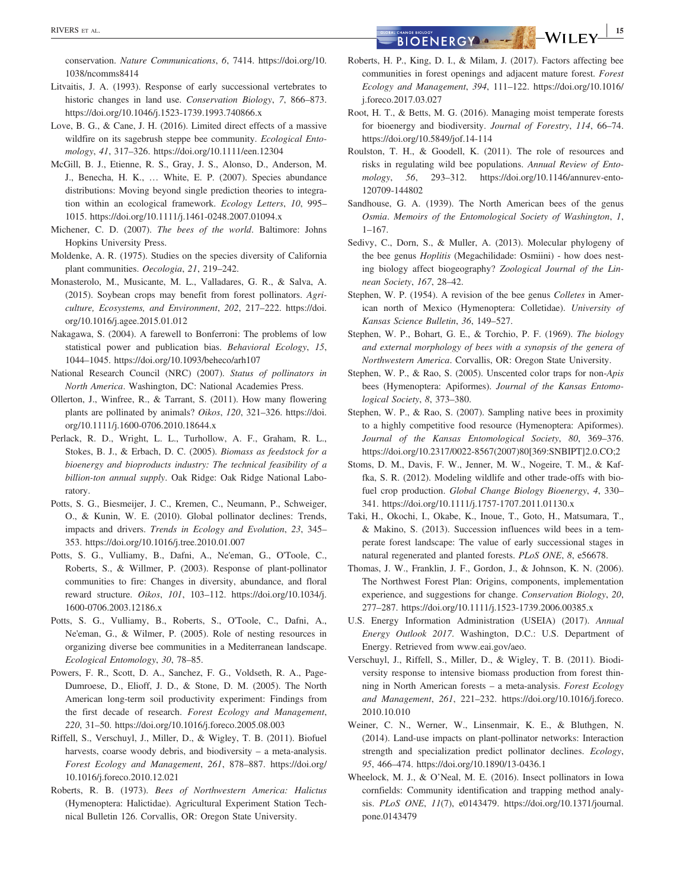conservation. *Nature Communications*, *6*, 7414. https://doi.org/10.1038/ncomms8414

Litvaitis, J. A. (1993). Response of early successional vertebrates to historic changes in land use. *Conservation Biology*, *7*, 866–873. https://doi.org/10.1046/j.1523-1739.1993.740866.x

Love, B. G., & Cane, J. H. (2016). Limited direct effects of a massive wildfire on its sagebrush steppe bee community. *Ecological Entomology*, *41*, 317–326. https://doi.org/10.1111/een.12304

McGill, B. J., Etienne, R. S., Gray, J. S., Alonso, D., Anderson, M. J., Benecha, H. K., … White, E. P. (2007). Species abundance distributions: Moving beyond single prediction theories to integration within an ecological framework. *Ecology Letters*, *10*, 995–1015. https://doi.org/10.1111/j.1461-0248.2007.01094.x

Michener, C. D. (2007). *The bees of the world*. Baltimore: Johns Hopkins University Press.

Moldenke, A. R. (1975). Studies on the species diversity of California plant communities. *Oecologia*, *21*, 219–242.

Monasterolo, M., Musicante, M. L., Valladares, G. R., & Salva, A. (2015). Soybean crops may benefit from forest pollinators. *Agriculture, Ecosystems, and Environment*, *202*, 217–222. https://doi.org/10.1016/j.agee.2015.01.012

Nakagawa, S. (2004). A farewell to Bonferroni: The problems of low statistical power and publication bias. *Behavioral Ecology*, *15*, 1044–1045. https://doi.org/10.1093/beheco/arh107

National Research Council (NRC) (2007). *Status of pollinators in North America*. Washington, DC: National Academies Press.

Ollerton, J., Winfree, R., & Tarrant, S. (2011). How many flowering plants are pollinated by animals? *Oikos*, *120*, 321–326. https://doi.org/10.1111/j.1600-0706.2010.18644.x

Perlack, R. D., Wright, L. L., Turhollow, A. F., Graham, R. L., Stokes, B. J., & Erbach, D. C. (2005). *Biomass as feedstock for a bioenergy and bioproducts industry: The technical feasibility of a billion-ton annual supply*. Oak Ridge: Oak Ridge National Laboratory.

Potts, S. G., Biesmeijer, J. C., Kremen, C., Neumann, P., Schweiger, O., & Kunin, W. E. (2010). Global pollinator declines: Trends, impacts and drivers. *Trends in Ecology and Evolution*, *23*, 345–353. https://doi.org/10.1016/j.tree.2010.01.007

Potts, S. G., Vulliamy, B., Dafni, A., Ne'eman, G., O'Toole, C., Roberts, S., & Willmer, P. (2003). Response of plant-pollinator communities to fire: Changes in diversity, abundance, and floral reward structure. *Oikos*, *101*, 103–112. https://doi.org/10.1034/j.1600-0706.2003.12186.x

Potts, S. G., Vulliamy, B., Roberts, S., O'Toole, C., Dafni, A., Ne'eman, G., & Wilmer, P. (2005). Role of nesting resources in organizing diverse bee communities in a Mediterranean landscape. *Ecological Entomology*, *30*, 78–85.

Powers, F. R., Scott, D. A., Sanchez, F. G., Voldseth, R. A., Page-Dumroese, D., Elioff, J. D., & Stone, D. M. (2005). The North American long-term soil productivity experiment: Findings from the first decade of research. *Forest Ecology and Management*, *220*, 31–50. https://doi.org/10.1016/j.foreco.2005.08.003

Riffell, S., Verschuyl, J., Miller, D., & Wigley, T. B. (2011). Biofuel harvests, coarse woody debris, and biodiversity – a meta-analysis. *Forest Ecology and Management*, *261*, 878–887. https://doi.org/10.1016/j.foreco.2010.12.021

Roberts, R. B. (1973). *Bees of Northwestern America: Halictus* (Hymenoptera: Halictidae). Agricultural Experiment Station Technical Bulletin 126. Corvallis, OR: Oregon State University.

Roberts, H. P., King, D. I., & Milam, J. (2017). Factors affecting bee communities in forest openings and adjacent mature forest. *Forest Ecology and Management*, *394*, 111–122. https://doi.org/10.1016/j.foreco.2017.03.027

Root, H. T., & Betts, M. G. (2016). Managing moist temperate forests for bioenergy and biodiversity. *Journal of Forestry*, *114*, 66–74. https://doi.org/10.5849/jof.14-114

Roulston, T. H., & Goodell, K. (2011). The role of resources and risks in regulating wild bee populations. *Annual Review of Entomology*, *56*, 293–312. https://doi.org/10.1146/annurev-ento-120709-144802

Sandhouse, G. A. (1939). The North American bees of the genus *Osmia*. *Memoirs of the Entomological Society of Washington*, *1*, 1–167.

Sedivy, C., Dorn, S., & Muller, A. (2013). Molecular phylogeny of the bee genus *Hoplitis* (Megachilidae: Osmiini) - how does nesting biology affect biogeography? *Zoological Journal of the Linnean Society*, *167*, 28–42.

Stephen, W. P. (1954). A revision of the bee genus *Colletes* in American north of Mexico (Hymenoptera: Colletidae). *University of Kansas Science Bulletin*, *36*, 149–527.

Stephen, W. P., Bohart, G. E., & Torchio, P. F. (1969). *The biology and external morphology of bees with a synopsis of the genera of Northwestern America*. Corvallis, OR: Oregon State University.

Stephen, W. P., & Rao, S. (2005). Unscented color traps for non-*Apis* bees (Hymenoptera: Apiformes). *Journal of the Kansas Entomological Society*, *8*, 373–380.

Stephen, W. P., & Rao, S. (2007). Sampling native bees in proximity to a highly competitive food resource (Hymenoptera: Apiformes). *Journal of the Kansas Entomological Society*, *80*, 369–376. https://doi.org/10.2317/0022-8567(2007)80[369:SNBIPT]2.0.CO;2

Stoms, D. M., Davis, F. W., Jenner, M. W., Nogeire, T. M., & Kaffka, S. R. (2012). Modeling wildlife and other trade-offs with biofuel crop production. *Global Change Biology Bioenergy*, *4*, 330–341. https://doi.org/10.1111/j.1757-1707.2011.01130.x

Taki, H., Okochi, I., Okabe, K., Inoue, T., Goto, H., Matsumara, T., & Makino, S. (2013). Succession influences wild bees in a temperate forest landscape: The value of early successional stages in natural regenerated and planted forests. *PLoS ONE*, *8*, e56678.

Thomas, J. W., Franklin, J. F., Gordon, J., & Johnson, K. N. (2006). The Northwest Forest Plan: Origins, components, implementation experience, and suggestions for change. *Conservation Biology*, *20*, 277–287. https://doi.org/10.1111/j.1523-1739.2006.00385.x

U.S. Energy Information Administration (USEIA) (2017). *Annual Energy Outlook 2017*. Washington, D.C.: U.S. Department of Energy. Retrieved from www.eai.gov/aeo.

Verschuyl, J., Riffell, S., Miller, D., & Wigley, T. B. (2011). Biodiversity response to intensive biomass production from forest thinning in North American forests – a meta-analysis. *Forest Ecology and Management*, *261*, 221–232. https://doi.org/10.1016/j.foreco.2010.10.010

Weiner, C. N., Werner, W., Linsenmair, K. E., & Bluthgen, N. (2014). Land-use impacts on plant-pollinator networks: Interaction strength and specialization predict pollinator declines. *Ecology*, *95*, 466–474. https://doi.org/10.1890/13-0436.1

Wheelock, M. J., & O'Neal, M. E. (2016). Insect pollinators in Iowa cornfields: Community identification and trapping method analysis. *PLoS ONE*, *11*(7), e0143479. https://doi.org/10.1371/journal.pone.0143479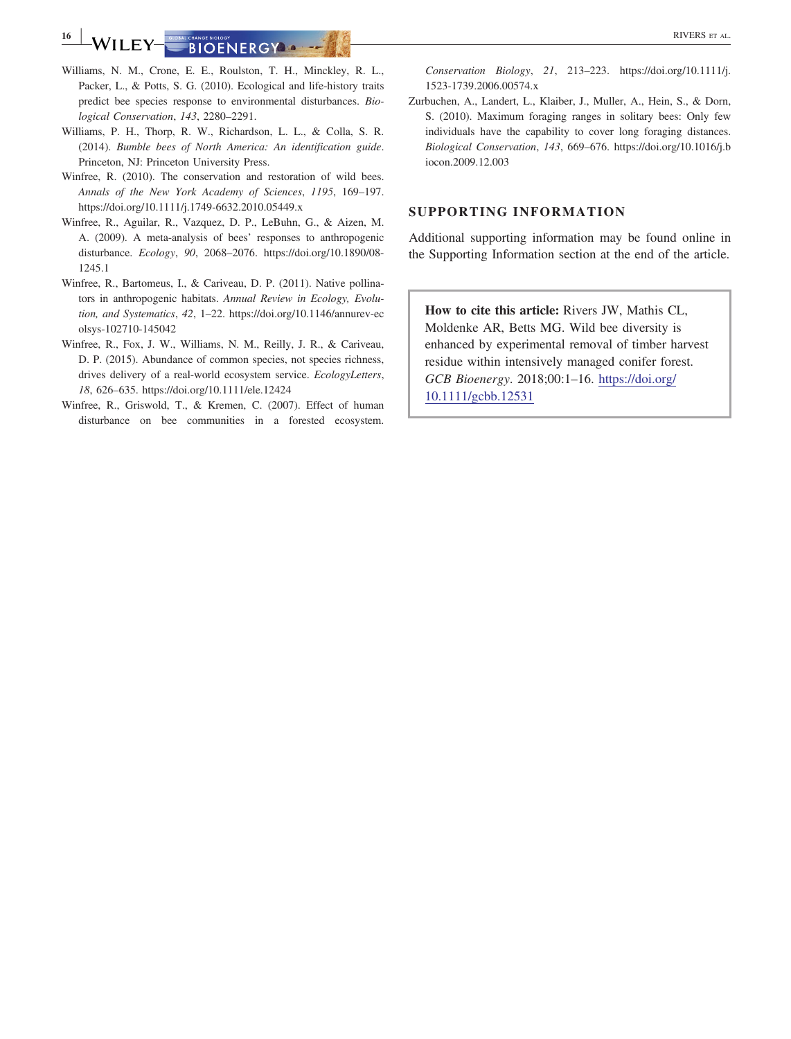Williams, N. M., Crone, E. E., Roulston, T. H., Minckley, R. L., Packer, L., & Potts, S. G. (2010). Ecological and life-history traits predict bee species response to environmental disturbances. *Biological Conservation*, *143*, 2280–2291.

Williams, P. H., Thorp, R. W., Richardson, L. L., & Colla, S. R. (2014). *Bumble bees of North America: An identification guide*. Princeton, NJ: Princeton University Press.

Winfree, R. (2010). The conservation and restoration of wild bees. *Annals of the New York Academy of Sciences*, *1195*, 169–197. https://doi.org/10.1111/j.1749-6632.2010.05449.x

Winfree, R., Aguilar, R., Vazquez, D. P., LeBuhn, G., & Aizen, M. A. (2009). A meta-analysis of bees' responses to anthropogenic disturbance. *Ecology*, *90*, 2068–2076. https://doi.org/10.1890/08-1245.1

Winfree, R., Bartomeus, I., & Cariveau, D. P. (2011). Native pollinators in anthropogenic habitats. *Annual Review in Ecology, Evolution, and Systematics*, *42*, 1–22. https://doi.org/10.1146/annurev-ecolsys-102710-145042

Winfree, R., Fox, J. W., Williams, N. M., Reilly, J. R., & Cariveau, D. P. (2015). Abundance of common species, not species richness, drives delivery of a real-world ecosystem service. *EcologyLetters*, *18*, 626–635. https://doi.org/10.1111/ele.12424

Winfree, R., Griswold, T., & Kremen, C. (2007). Effect of human disturbance on bee communities in a forested ecosystem. *Conservation Biology*, *21*, 213–223. https://doi.org/10.1111/j.1523-1739.2006.00574.x

Zurbuchen, A., Landert, L., Klaiber, J., Muller, A., Hein, S., & Dorn, S. (2010). Maximum foraging ranges in solitary bees: Only few individuals have the capability to cover long foraging distances. *Biological Conservation*, *143*, 669–676. https://doi.org/10.1016/j.biocon.2009.12.003

## SUPPORTING INFORMATION

Additional supporting information may be found online in the Supporting Information section at the end of the article.

**How to cite this article:** Rivers JW, Mathis CL, Moldenke AR, Betts MG. Wild bee diversity is enhanced by experimental removal of timber harvest residue within intensively managed conifer forest. *GCB Bioenergy*. 2018;00:1–16. https://doi.org/10.1111/gcbb.12531